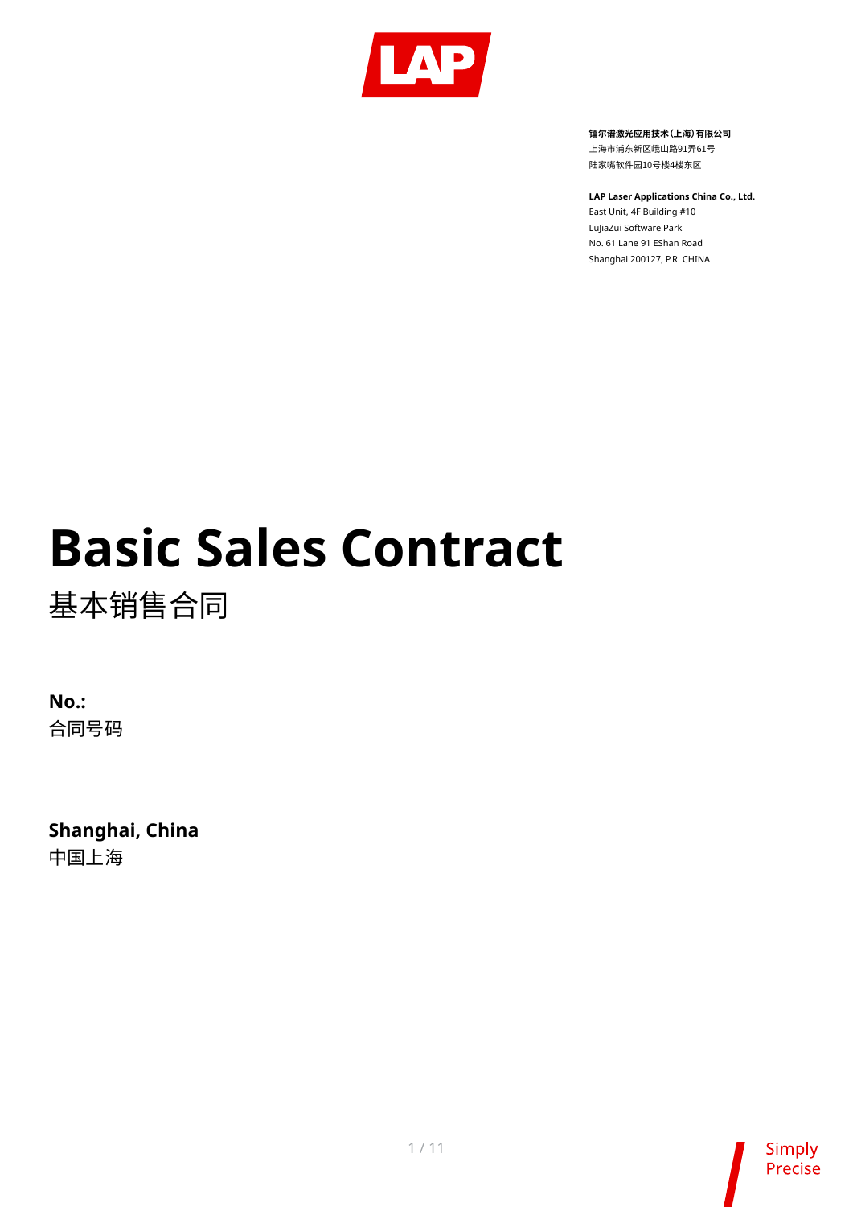**镭尔谱激光应用技术(上海)有限公司**
上海市浦东新区峨山路91弄61号
陆家嘴软件园10号楼4楼东区

**LAP Laser Applications China Co., Ltd.**
East Unit, 4F Building #10
LuJiaZui Software Park
No. 61 Lane 91 EShan Road
Shanghai 200127, P.R. CHINA

# Basic Sales Contract

## 基本销售合同

**No.:**
合同号码

**Shanghai, China**
中国上海

Simply Precise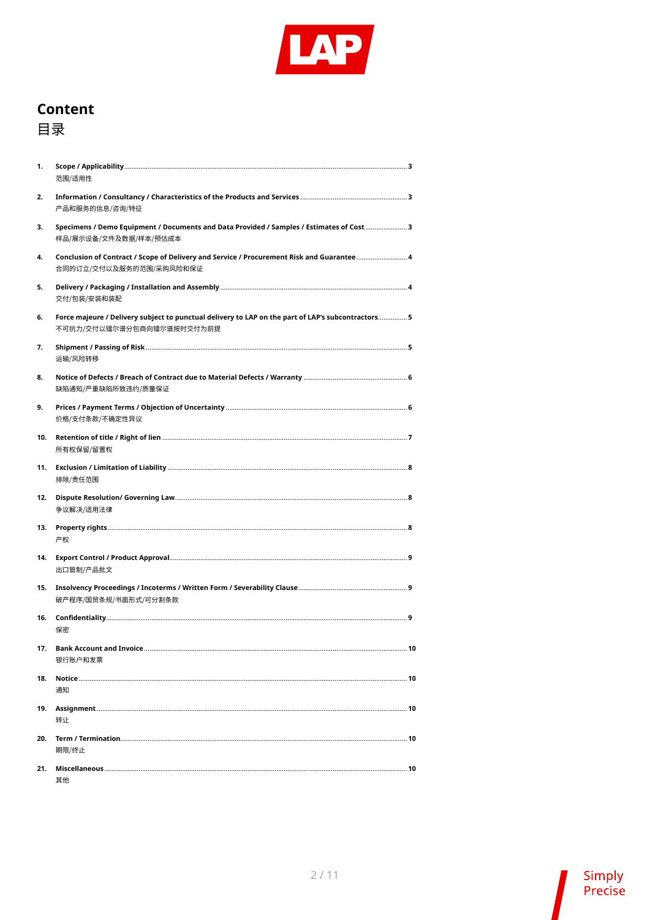# Content
# 目录

1. **Scope / Applicability** ........ 3
   范围/适用性

2. **Information / Consultancy / Characteristics of the Products and Services** ........ 3
   产品和服务的信息/咨询/特征

3. **Specimens / Demo Equipment / Documents and Data Provided / Samples / Estimates of Cost** ........ 3
   样品/展示设备/文件及数据/样本/预估成本

4. **Conclusion of Contract / Scope of Delivery and Service / Procurement Risk and Guarantee** ........ 4
   合同的订立/交付以及服务的范围/采购风险和保证

5. **Delivery / Packaging / Installation and Assembly** ........ 4
   交付/包装/安装和装配

6. **Force majeure / Delivery subject to punctual delivery to LAP on the part of LAP's subcontractors** ........ 5
   不可抗力/交付以镭尔谱分包商向镭尔谱按时交付为前提

7. **Shipment / Passing of Risk** ........ 5
   运输/风险转移

8. **Notice of Defects / Breach of Contract due to Material Defects / Warranty** ........ 6
   缺陷通知/严重缺陷所致违约/质量保证

9. **Prices / Payment Terms / Objection of Uncertainty** ........ 6
   价格/支付条款/不确定性异议

10. **Retention of title / Right of lien** ........ 7
    所有权保留/留置权

11. **Exclusion / Limitation of Liability** ........ 8
    排除/责任范围

12. **Dispute Resolution/ Governing Law** ........ 8
    争议解决/适用法律

13. **Property rights** ........ 8
    产权

14. **Export Control / Product Approval** ........ 9
    出口管制/产品批文

15. **Insolvency Proceedings / Incoterms / Written Form / Severability Clause** ........ 9
    破产程序/国贸条规/书面形式/可分割条款

16. **Confidentiality** ........ 9
    保密

17. **Bank Account and Invoice** ........ 10
    银行账户和发票

18. **Notice** ........ 10
    通知

19. **Assignment** ........ 10
    转让

20. **Term / Termination** ........ 10
    期限/终止

21. **Miscellaneous** ........ 10
    其他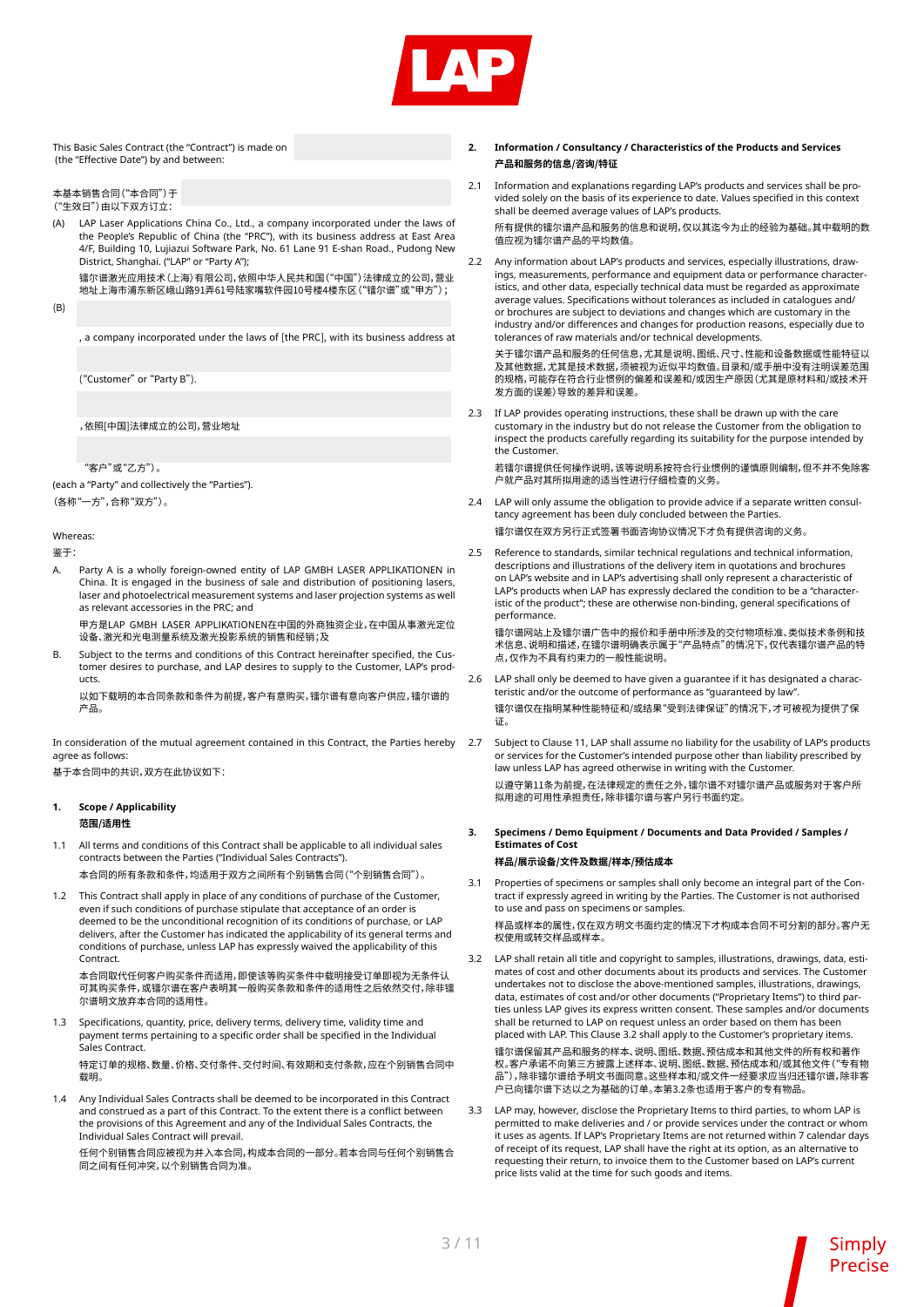This Basic Sales Contract (the "Contract") is made on (the "Effective Date") by and between:

本基本销售合同（"本合同"）于（"生效日"）由以下双方订立：

(A) LAP Laser Applications China Co., Ltd., a company incorporated under the laws of the People's Republic of China (the "PRC"), with its business address at East Area 4/F, Building 10, Lujiazui Software Park, No. 61 Lane 91 E-shan Road., Pudong New District, Shanghai. ("LAP" or "Party A");

镭尔谱激光应用技术（上海）有限公司，依照中华人民共和国（"中国"）法律成立的公司，营业地址上海市浦东新区峨山路91弄61号陆家嘴软件园10号楼4楼东区（"镭尔谱"或"甲方"）；

(B)

, a company incorporated under the laws of [the PRC], with its business address at

("Customer" or "Party B").

，依照[中国]法律成立的公司，营业地址

"客户"或"乙方"）。

(each a "Party" and collectively the "Parties").

（各称"一方"，合称"双方"）。

Whereas:

鉴于：

A. Party A is a wholly foreign-owned entity of LAP GMBH LASER APPLIKATIONEN in China. It is engaged in the business of sale and distribution of positioning lasers, laser and photoelectrical measurement systems and laser projection systems as well as relevant accessories in the PRC; and

甲方是LAP GMBH LASER APPLIKATIONEN在中国的外商独资企业，在中国从事激光定位设备、激光和光电测量系统及激光投影系统的销售和经销；及

B. Subject to the terms and conditions of this Contract hereinafter specified, the Customer desires to purchase, and LAP desires to supply to the Customer, LAP's products.

以如下载明的本合同条款和条件为前提，客户有意购买，镭尔谱有意向客户供应，镭尔谱的产品。

In consideration of the mutual agreement contained in this Contract, the Parties hereby agree as follows:

基于本合同中的共识，双方在此协议如下：

## 1. Scope / Applicability
## 范围/适用性

1.1 All terms and conditions of this Contract shall be applicable to all individual sales contracts between the Parties ("Individual Sales Contracts").

本合同的所有条款和条件，均适用于双方之间所有个别销售合同（"个别销售合同"）。

1.2 This Contract shall apply in place of any conditions of purchase of the Customer, even if such conditions of purchase stipulate that acceptance of an order is deemed to be the unconditional recognition of its conditions of purchase, or LAP delivers, after the Customer has indicated the applicability of its general terms and conditions of purchase, unless LAP has expressly waived the applicability of this Contract.

本合同取代任何客户购买条件而适用，即使该等购买条件中载明接受订单即视为无条件认可其购买条件，或镭尔谱在客户表明其一般购买条款和条件的适用性之后依然交付，除非镭尔谱明文放弃本合同的适用性。

1.3 Specifications, quantity, price, delivery terms, delivery time, validity time and payment terms pertaining to a specific order shall be specified in the Individual Sales Contract.

特定订单的规格、数量、价格、交付条件、交付时间、有效期和支付条款，应在个别销售合同中载明。

1.4 Any Individual Sales Contracts shall be deemed to be incorporated in this Contract and construed as a part of this Contract. To the extent there is a conflict between the provisions of this Agreement and any of the Individual Sales Contracts, the Individual Sales Contract will prevail.

任何个别销售合同应被视为并入本合同，构成本合同的一部分。若本合同与任何个别销售合同之间有任何冲突，以个别销售合同为准。

## 2. Information / Consultancy / Characteristics of the Products and Services
## 产品和服务的信息/咨询/特征

2.1 Information and explanations regarding LAP's products and services shall be provided solely on the basis of its experience to date. Values specified in this context shall be deemed average values of LAP's products.

所有提供的镭尔谱产品和服务的信息和说明，仅以其迄今为止的经验为基础。其中载明的数值应视为镭尔谱产品的平均数值。

2.2 Any information about LAP's products and services, especially illustrations, drawings, measurements, performance and equipment data or performance characteristics, and other data, especially technical data must be regarded as approximate average values. Specifications without tolerances as included in catalogues and/or brochures are subject to deviations and changes which are customary in the industry and/or differences and changes for production reasons, especially due to tolerances of raw materials and/or technical developments.

关于镭尔谱产品和服务的任何信息，尤其是说明、图纸、尺寸、性能和设备数据或性能特征以及其他数据，尤其是技术数据，须被视为近似平均数值。目录和/或手册中没有注明误差范围的规格，可能存在符合行业惯例的偏差和误差和/或因生产原因（尤其是原材料和/或技术开发方面的误差）导致的差异和误差。

2.3 If LAP provides operating instructions, these shall be drawn up with the care customary in the industry but do not release the Customer from the obligation to inspect the products carefully regarding its suitability for the purpose intended by the Customer.

若镭尔谱提供操作说明，该等说明系按符合行业惯例的谨慎原则编制，但不并不免除客户就产品对其所拟用途的适当性进行仔细检查的义务。

2.4 LAP will only assume the obligation to provide advice if a separate written consultancy agreement has been duly concluded between the Parties.

镭尔谱仅在双方另行正式签署书面咨询协议情况下才负有提供咨询的义务。

2.5 Reference to standards, similar technical regulations and technical information, descriptions and illustrations of the delivery item in quotations and brochures on LAP's website and in LAP's advertising shall only represent a characteristic of LAP's products when LAP has expressly declared the condition to be a "characteristic of the product"; these are otherwise non-binding, general specifications of performance.

镭尔谱网站上及镭尔谱广告中的报价和手册中所涉及的交付物项标准、类似技术条例和技术信息、说明和描述，在镭尔谱明确表示属于"产品特点"的情况下，仅代表镭尔谱产品的特点，否则仅作为不具有约束力的一般性能说明。

2.6 LAP shall only be deemed to have given a guarantee if it has designated a characteristic and/or the outcome of performance as "guaranteed by law".

镭尔谱仅在指明某种性能特征和/或结果"受到法律保证"的情况下，才可被视为提供了保证。

2.7 Subject to Clause 11, LAP shall assume no liability for the usability of LAP's products or services for the Customer's intended purpose other than liability prescribed by law unless LAP has agreed otherwise in writing with the Customer.

以遵守第11条为前提，在法律规定的责任之外，镭尔谱不对镭尔谱产品或服务对于客户所拟用途的可用性承担责任，除非镭尔谱与客户另行书面约定。

## 3. Specimens / Demo Equipment / Documents and Data Provided / Samples / Estimates of Cost
## 样品/展示设备/文件及数据/样本/预估成本

3.1 Properties of specimens or samples shall only become an integral part of the Contract if expressly agreed in writing by the Parties. The Customer is not authorised to use and pass on specimens or samples.

样品或样本的属性，仅在双方书面约定的情况下才构成本合同不可分割的部分。客户无权使用或转交样品或样本。

3.2 LAP shall retain all title and copyright to samples, illustrations, drawings, data, estimates of cost and other documents about its products and services. The Customer undertakes not to disclose the above-mentioned samples, illustrations, drawings, data, estimates of cost and/or other documents ("Proprietary Items") to third parties unless LAP gives its express written consent. These samples and/or documents shall be returned to LAP on request unless an order based on them has been placed with LAP. This Clause 3.2 shall apply to the Customer's proprietary items.

镭尔谱保留其产品和服务的样本、说明、图纸、数据、预估成本和其他文件的所有权和著作权。客户承诺不向第三方披露上述样本、说明、图纸、数据、预估成本和/或其他文件（"专有物品"），除非镭尔谱给予明文书面同意。这些样本和/或文件一经要求应当归还镭尔谱，除非客户已向镭尔谱下达以之为基础的订单。本第3.2条也适用于客户的专有物品。

3.3 LAP may, however, disclose the Proprietary Items to third parties, to whom LAP is permitted to make deliveries and / or provide services under the contract or whom it uses as agents. If LAP's Proprietary Items are not returned within 7 calendar days of receipt of its request, LAP shall have the right at its option, as an alternative to requesting their return, to invoice them to the Customer based on LAP's current price lists valid at the time for such goods and items.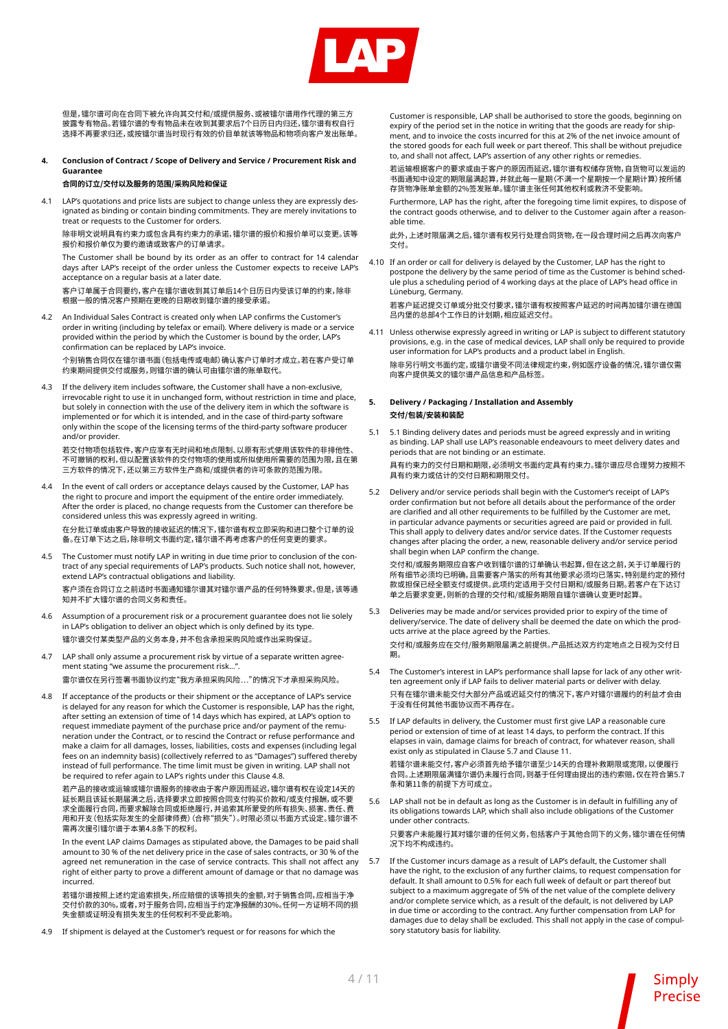但是，镭尔谱可向在合同下被允许向其交付和/或提供服务、或被镭尔谱用作代理的第三方披露专有物品。若镭尔谱的专有物品未在收到其要求后7个日历日内归还，镭尔谱有权自行选择不再要求归还，或按镭尔谱当时现行有效的价目单就该等物品和物项向客户发出账单。

**4. Conclusion of Contract / Scope of Delivery and Service / Procurement Risk and Guarantee**

**合同的订立/交付以及服务的范围/采购风险和保证**

4.1 LAP's quotations and price lists are subject to change unless they are expressly designated as binding or contain binding commitments. They are merely invitations to treat or requests to the Customer for orders.

除非明文说明具有约束力或包含具有约束力的承诺，镭尔谱的报价和报价单可以变更。该等报价和报价单仅为要约邀请或致客户的订单请求。

The Customer shall be bound by its order as an offer to contract for 14 calendar days after LAP's receipt of the order unless the Customer expects to receive LAP's acceptance on a regular basis at a later date.

客户订单属于合同要约，客户在镭尔谱收到其订单后14个日历日内受该订单的约束，除非根据一般的情况客户预期在更晚的日期收到镭尔谱的接受承诺。

4.2 An Individual Sales Contract is created only when LAP confirms the Customer's order in writing (including by telefax or email). Where delivery is made or a service provided within the period by which the Customer is bound by the order, LAP's confirmation can be replaced by LAP's invoice.

个别销售合同仅在镭尔谱书面（包括电传或电邮）确认客户订单时才成立。若在客户受订单约束期间提供交付或服务，则镭尔谱的确认可由镭尔谱的账单取代。

4.3 If the delivery item includes software, the Customer shall have a non-exclusive, irrevocable right to use it in unchanged form, without restriction in time and place, but solely in connection with the use of the delivery item in which the software is implemented or for which it is intended, and in the case of third-party software only within the scope of the licensing terms of the third-party software producer and/or provider.

若交付物项包括软件，客户应享有无时间和地点限制、以原有形式使用该软件的非排他性、不可撤销的权利，但以配置该软件的交付物项的使用或所拟使用所需要的范围为限，且在第三方软件的情况下，还以第三方软件生产商和/或提供者的许可条款的范围为限。

4.4 In the event of call orders or acceptance delays caused by the Customer, LAP has the right to procure and import the equipment of the entire order immediately. After the order is placed, no change requests from the Customer can therefore be considered unless this was expressly agreed in writing.

在分批订单或由客户导致的接收延迟的情况下，镭尔谱有权立即采购和进口整个订单的设备。在订单下达之后，除非明文约定，镭尔谱不再考虑客户的任何变更的要求。

4.5 The Customer must notify LAP in writing in due time prior to conclusion of the contract of any special requirements of LAP's products. Such notice shall not, however, extend LAP's contractual obligations and liability.

客户须在合同订立之前适时书面通知镭尔谱其对镭尔谱产品的任何特殊要求。但是，该等通知并不扩大镭尔谱的合同义务和责任。

4.6 Assumption of a procurement risk or a procurement guarantee does not lie solely in LAP's obligation to deliver an object which is only defined by its type.

镭尔谱交付某类型产品的义务本身，并不包含承担采购风险或作出采购保证。

4.7 LAP shall only assume a procurement risk by virtue of a separate written agreement stating "we assume the procurement risk…".

雷尔谱仅在另行签署书面协议约定"我方承担采购风险…"的情况下才承担采购风险。

4.8 If acceptance of the products or their shipment or the acceptance of LAP's service is delayed for any reason for which the Customer is responsible, LAP has the right, after setting an extension of time of 14 days which has expired, at LAP's option to request immediate payment of the purchase price or payment of the remuneration under the Contract, or to rescind the Contract or refuse performance and make a claim for all damages, losses, liabilities, costs and expenses (including legal fees on an indemnity basis) (collectively referred to as "Damages") suffered thereby instead of full performance. The time limit must be given in writing. LAP shall not be required to refer again to LAP's rights under this Clause 4.8.

若产品的接收或运输或镭尔谱服务的接收由于客户原因而延迟，镭尔谱有权在设定14天的延长期且该延长期届满之后，选择要求立即支付合同购买价款和/或支付报酬，或不要求全面履行合同，而要求解除合同或拒绝履行，并追索其所蒙受的所有损失、损害、责任、费用和开支（包括实际发生的全部律师费）（合称"损失"）。时限必须以书面方式设定。镭尔谱不需再次援引镭尔谱于本第4.8条下的权利。

In the event LAP claims Damages as stipulated above, the Damages to be paid shall amount to 30 % of the net delivery price in the case of sales contracts, or 30 % of the agreed net remuneration in the case of service contracts. This shall not affect any right of either party to prove a different amount of damage or that no damage was incurred.

若镭尔谱按照上述约定追索损失，所应赔偿的该等损失的金额，对于销售合同，应相当于净交付价款的30%，或者，对于服务合同，应相当于约定净报酬的30%。任何一方证明不同的损失金额或证明没有损失发生的任何权利不受此影响。

4.9 If shipment is delayed at the Customer's request or for reasons for which the Customer is responsible, LAP shall be authorised to store the goods, beginning on expiry of the period set in the notice in writing that the goods are ready for shipment, and to invoice the costs incurred for this at 2% of the net invoice amount of the stored goods for each full week or part thereof. This shall be without prejudice to, and shall not affect, LAP's assertion of any other rights or remedies.

若运输根据客户的要求或由于客户的原因而延迟，镭尔谱有权储存货物，自货物可以发运的书面通知中设定的期限届满起算，并就此每一星期（不满一个星期按一个星期计算）按所储存货物净账单金额的2%签发账单。镭尔谱主张任何其他权利或救济不受影响。

Furthermore, LAP has the right, after the foregoing time limit expires, to dispose of the contract goods otherwise, and to deliver to the Customer again after a reasonable time.

此外，上述时限届满之后，镭尔谱有权另行处理合同货物，在一段合理时间之后再向客户交付。

4.10 If an order or call for delivery is delayed by the Customer, LAP has the right to postpone the delivery by the same period of time as the Customer is behind schedule plus a scheduling period of 4 working days at the place of LAP's head office in Lüneburg, Germany.

若客户延迟交订单或分批交付要求，镭尔谱有权按照客户延迟的时间再加镭尔谱在德国吕内堡的总部4个工作日的计划期，相应延迟交付。

4.11 Unless otherwise expressly agreed in writing or LAP is subject to different statutory provisions, e.g. in the case of medical devices, LAP shall only be required to provide user information for LAP's products and a product label in English.

除非另行明文书面约定，或镭尔谱受不同法律规定约束，例如医疗设备的情况，镭尔谱仅需向客户提供英文的镭尔谱产品信息和产品标签。

**5. Delivery / Packaging / Installation and Assembly**

**交付/包装/安装和装配**

5.1 5.1 Binding delivery dates and periods must be agreed expressly and in writing as binding. LAP shall use LAP's reasonable endeavours to meet delivery dates and periods that are not binding or an estimate.

具有约束力的交付日期和期限，必须以明文书面约定具有约束力。镭尔谱应尽合理努力按照不具有约束力或估计的交付日期和期限交付。

5.2 Delivery and/or service periods shall begin with the Customer's receipt of LAP's order confirmation but not before all details about the performance of the order are clarified and all other requirements to be fulfilled by the Customer are met, in particular advance payments or securities agreed are paid or provided in full. This shall apply to delivery dates and/or service dates. If the Customer requests changes after placing the order, a new, reasonable delivery and/or service period shall begin when LAP confirm the change.

交付和/或服务期限应自客户收到镭尔谱的订单确认书起算，但在这之前，关于订单履行的所有细节必须均已明确，且需要客户落实的所有其他要求必须均已落实，特别是约定的预付款或担保已经全额支付或提供。此项约定适用于交付日期和/或服务日期。若客户在下达订单之后要求变更，则新的合理的交付和/或服务期限自镭尔谱确认变更时起算。

5.3 Deliveries may be made and/or services provided prior to expiry of the time of delivery/service. The date of delivery shall be deemed the date on which the products arrive at the place agreed by the Parties.

交付和/或服务应在交付/服务期限届满之前提供。产品抵达双方约定地点之日视为交付日期。

5.4 The Customer's interest in LAP's performance shall lapse for lack of any other written agreement only if LAP fails to deliver material parts or deliver with delay.

只有在镭尔谱未能交付大部分产品或迟延交付的情况下，客户对镭尔谱履约的利益才会由于没有任何其他书面协议而不再存在。

5.5 If LAP defaults in delivery, the Customer must first give LAP a reasonable cure period or extension of time of at least 14 days, to perform the contract. If this elapses in vain, damage claims for breach of contract, for whatever reason, shall only exist as stipulated in Clause 5.7 and Clause 11.

若镭尔谱未能交付，客户必须首先给予镭尔谱至少14天的合理补救期限或宽限，以便履行合同。若上述期限届满后镭尔谱仍未履行合同，则基于任何理由提出的违约索赔，仅在符合第5.7条和第11条的前提下方可成立。

5.6 LAP shall not be in default as long as the Customer is in default in fulfilling any of its obligations towards LAP, which shall also include obligations of the Customer under other contracts.

只要客户未能履行其对镭尔谱的任何义务，包括客户于其他合同下的义务，镭尔谱在任何情况下均不构成违约。

5.7 If the Customer incurs damage as a result of LAP's default, the Customer shall have the right, to the exclusion of any further claims, to request compensation for default. It shall amount to 0.5% for each full week of default or part thereof but subject to a maximum aggregate of 5% of the net value of the complete delivery and/or complete service which, as a result of the default, is not delivered by LAP in due time or according to the contract. Any further compensation from LAP for damages due to delay shall be excluded. This shall not apply in the case of compulsory statutory basis for liability.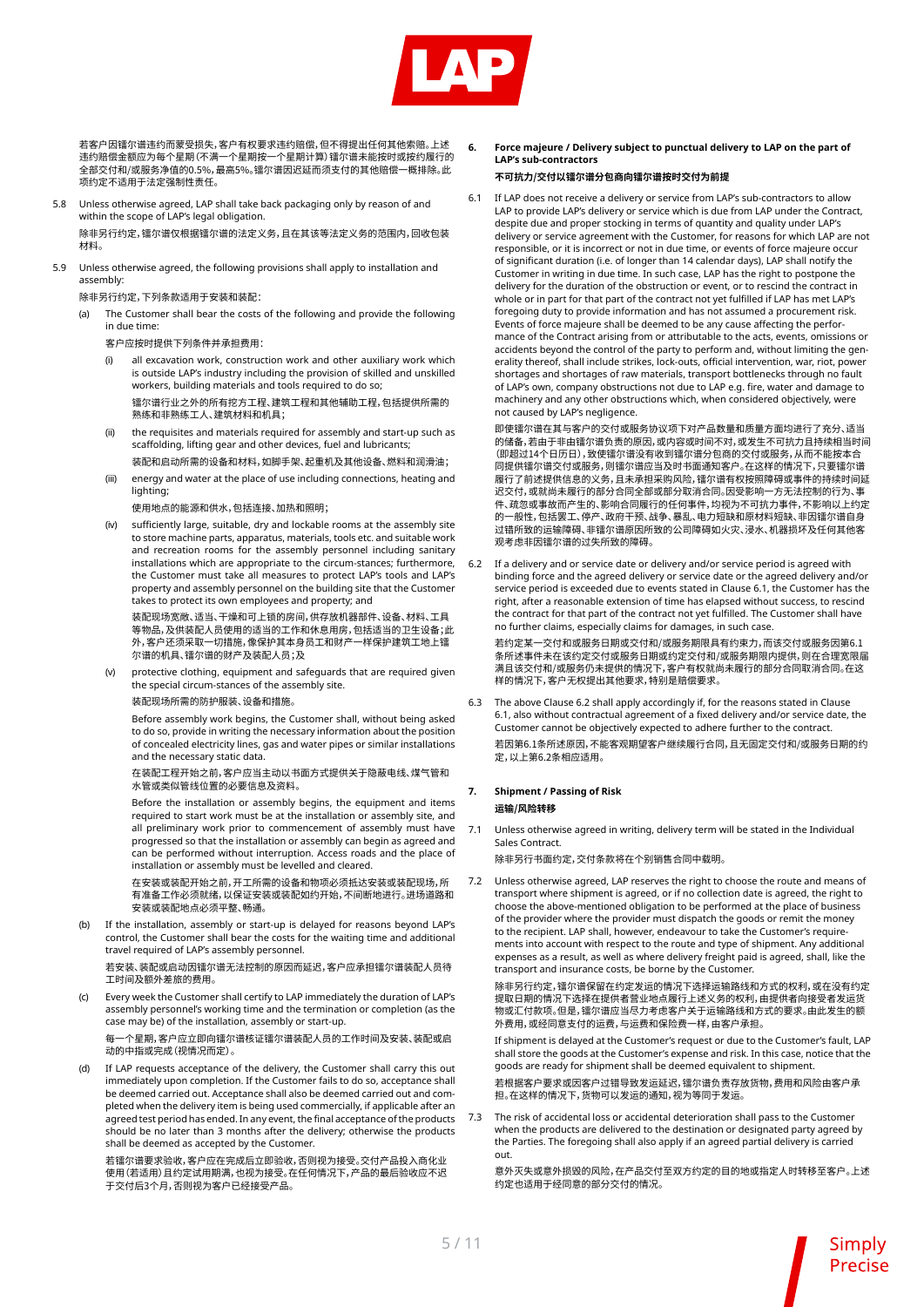若客户因镭尔谱违约而蒙受损失，客户有权要求违约赔偿，但不得提出任何其他索赔。上述违约赔偿金额应为每个星期（不满一个星期按一个星期计算）镭尔谱未能按时或按约履行的全部交付和/或服务净值的0.5%，最高5%。镭尔谱因迟延而须支付的其他赔偿一概排除。此项约定不适用于法定强制性责任。

5.8 Unless otherwise agreed, LAP shall take back packaging only by reason of and within the scope of LAP's legal obligation.

除非另行约定，镭尔谱仅根据镭尔谱的法定义务，且在其该等法定义务的范围内，回收包装材料。

5.9 Unless otherwise agreed, the following provisions shall apply to installation and assembly:

除非另行约定，下列条款适用于安装和装配：

(a) The Customer shall bear the costs of the following and provide the following in due time:

客户应按时提供下列条件并承担费用：

(i) all excavation work, construction work and other auxiliary work which is outside LAP's industry including the provision of skilled and unskilled workers, building materials and tools required to do so;

镭尔谱行业之外的所有挖方工程、建筑工程和其他辅助工程，包括提供所需的熟练和非熟练工人、建筑材料和机具；

(ii) the requisites and materials required for assembly and start-up such as scaffolding, lifting gear and other devices, fuel and lubricants;

装配和启动所需的设备和材料，如脚手架、起重机及其他设备、燃料和润滑油；

(iii) energy and water at the place of use including connections, heating and lighting;

使用地点的能源和供水，包括连接、加热和照明；

(iv) sufficiently large, suitable, dry and lockable rooms at the assembly site to store machine parts, apparatus, materials, tools etc. and suitable work and recreation rooms for the assembly personnel including sanitary installations which are appropriate to the circum-stances; furthermore, the Customer must take all measures to protect LAP's tools and LAP's property and assembly personnel on the building site that the Customer takes to protect its own employees and property; and

装配现场宽敞、适当、干燥和可上锁的房间，供存放机器部件、设备、材料、工具等物品，及供装配人员使用的适当的工作和休息用房，包括适当的卫生设备；此外，客户还须采取一切措施，像保护其本身员工和财产一样保护建筑工地上镭尔谱的机具、镭尔谱的财产及装配人员；及

(v) protective clothing, equipment and safeguards that are required given the special circum-stances of the assembly site.

装配现场所需的防护服装、设备和措施。

Before assembly work begins, the Customer shall, without being asked to do so, provide in writing the necessary information about the position of concealed electricity lines, gas and water pipes or similar installations and the necessary static data.

在装配工程开始之前，客户应当主动以书面方式提供关于隐蔽电线、煤气管和水管或类似管线位置的必要信息及资料。

Before the installation or assembly begins, the equipment and items required to start work must be at the installation or assembly site, and all preliminary work prior to commencement of assembly must have progressed so that the installation or assembly can begin as agreed and can be performed without interruption. Access roads and the place of installation or assembly must be levelled and cleared.

在安装或装配开始之前，开工所需的设备和物项必须抵达安装或装配现场，所有准备工作必须就绪，以保证安装或装配如约开始，不间断地进行。进场道路和安装或装配地点必须平整、畅通。

(b) If the installation, assembly or start-up is delayed for reasons beyond LAP's control, the Customer shall bear the costs for the waiting time and additional travel required of LAP's assembly personnel.

若安装、装配或启动因镭尔谱无法控制的原因而延迟，客户应承担镭尔谱装配人员待工时间及额外差旅的费用。

(c) Every week the Customer shall certify to LAP immediately the duration of LAP's assembly personnel's working time and the termination or completion (as the case may be) of the installation, assembly or start-up.

每一个星期，客户应立即向镭尔谱核证镭尔谱装配人员的工作时间及安装、装配或启动的中指或完成（视情况而定）。

(d) If LAP requests acceptance of the delivery, the Customer shall carry this out immediately upon completion. If the Customer fails to do so, acceptance shall be deemed carried out. Acceptance shall also be deemed carried out and com-pleted when the delivery item is being used commercially, if applicable after an agreed test period has ended. In any event, the final acceptance of the products should be no later than 3 months after the delivery; otherwise the products shall be deemed as accepted by the Customer.

若镭尔谱要求验收，客户应在完成后立即验收，否则视为接受。交付产品投入商业化使用（若适用）且约定试用期满，也视为接受。在任何情况下，产品的最后验收应不迟于交付后3个月，否则视为客户已经接受产品。

**6. Force majeure / Delivery subject to punctual delivery to LAP on the part of LAP's sub-contractors**

**不可抗力/交付以镭尔谱分包商向镭尔谱按时交付为前提**

6.1 If LAP does not receive a delivery or service from LAP's sub-contractors to allow LAP to provide LAP's delivery or service which is due from LAP under the Contract, despite due and proper stocking in terms of quantity and quality under LAP's delivery or service agreement with the Customer, for reasons for which LAP are not responsible, or it is incorrect or not in due time, or events of force majeure occur of significant duration (i.e. of longer than 14 calendar days), LAP shall notify the Customer in writing in due time. In such case, LAP has the right to postpone the delivery for the duration of the obstruction or event, or to rescind the contract in whole or in part for that part of the contract not yet fulfilled if LAP has met LAP's foregoing duty to provide information and has not assumed a procurement risk. Events of force majeure shall be deemed to be any cause affecting the perfor-mance of the Contract arising from or attributable to the acts, events, omissions or accidents beyond the control of the party to perform and, without limiting the gen-erality thereof, shall include strikes, lock-outs, official intervention, war, riot, power shortages and shortages of raw materials, transport freight bottlenecks through no fault of LAP's own, company obstructions not due to LAP e.g. fire, water and damage to machinery and any other obstructions which, when considered objectively, were not caused by LAP's negligence.

即使镭尔谱在其与客户的交付或服务协议项下对产品数量和质量方面均进行了充分、适当的储备，若由于非由镭尔谱负责的原因，或内容或时间不对，或发生不可抗力且持续相当时间（即超过14个日历日），致使镭尔谱没有收到镭尔谱分包商的交付或服务，从而不能按本合同提供镭尔谱交付或服务，则镭尔谱应当及时书面通知客户。在这样的情况下，只要镭尔谱履行了前述提供信息的义务，且未承担采购风险，镭尔谱有权按照障碍或事件的持续时间延迟交付，或就尚未履行的部分合同全部或部分取消合同。因受影响一方无法控制的行为、事件、疏忽或事故而产生的、影响合同履行的任何事件，均视为不可抗力事件，不影响以上约定的一般性，包括罢工、停产、政府干预、战争、暴乱、电力短缺和原材料短缺、非因镭尔谱自身过错所致的运输障碍、非镭尔谱原因所致的公司障碍如火灾、浸水、机器损坏及任何其他客观考虑非因镭尔谱的过失所致的障碍。

6.2 If a delivery and or service date or delivery and/or service period is agreed with binding force and the agreed delivery or service date or the agreed delivery and/or service period is exceeded due to events stated in Clause 6.1, the Customer has the right, after a reasonable extension of time has elapsed without success, to rescind the contract for that part of the contract not yet fulfilled. The Customer shall have no further claims, especially claims for damages, in such case.

若约定某一交付和或服务日期或交付和/或服务期限具有约束力，而该交付或服务因第6.1条所述事件未在该约定交付或服务日期或约定交付和/或服务期限内提供，则在合理宽限届满且该交付和/或服务仍未提供的情况下，客户有权就尚未履行的部分合同取消合同。在这样的情况下，客户无权提出其他要求，特别是赔偿要求。

6.3 The above Clause 6.2 shall apply accordingly if, for the reasons stated in Clause 6.1, also without contractual agreement of a fixed delivery and/or service date, the Customer cannot be objectively expected to adhere further to the contract.

若因第6.1条所述原因，不能客观期望客户继续履行合同，且无固定交付和/或服务日期的约定，以上第6.2条相应适用。

**7. Shipment / Passing of Risk**

**运输/风险转移**

7.1 Unless otherwise agreed in writing, delivery term will be stated in the Individual Sales Contract.

除非另行书面约定，交付条款将在个别销售合同中载明。

7.2 Unless otherwise agreed, LAP reserves the right to choose the route and means of transport where shipment is agreed, or if no collection date is agreed, the right to choose the above-mentioned obligation to be performed at the place of business of the provider where the provider must dispatch the goods or remit the money to the recipient. LAP shall, however, endeavour to take the Customer's require-ments into account with respect to the route and type of shipment. Any additional expenses as a result, as well as where delivery freight paid is agreed, shall, like the transport and insurance costs, be borne by the Customer.

除非另行约定，镭尔谱保留在约定发运的情况下选择运输路线和方式的权利，或在没有约定提取日期的情况下选择在提供者营业地点履行上述义务的权利，由提供者向接受者发送货物或汇付款项。但是，镭尔谱应当尽力考虑客户关于运输路线和方式的要求。由此发生的额外费用，或经同意支付的运费，与运费和保险费一样，由客户承担。

If shipment is delayed at the Customer's request or due to the Customer's fault, LAP shall store the goods at the Customer's expense and risk. In this case, notice that the goods are ready for shipment shall be deemed equivalent to shipment.

若根据客户要求或因客户过错导致发运延迟，镭尔谱负责存放货物，费用和风险由客户承担。在这样的情况下，货物可以发运的通知，视为等同于发运。

7.3 The risk of accidental loss or accidental deterioration shall pass to the Customer when the products are delivered to the destination or designated party agreed by the Parties. The foregoing shall also apply if an agreed partial delivery is carried out.

意外灭失或意外损毁的风险，在产品交付至双方约定的目的地或指定人时转移至客户。上述约定也适用于经同意的部分交付的情况。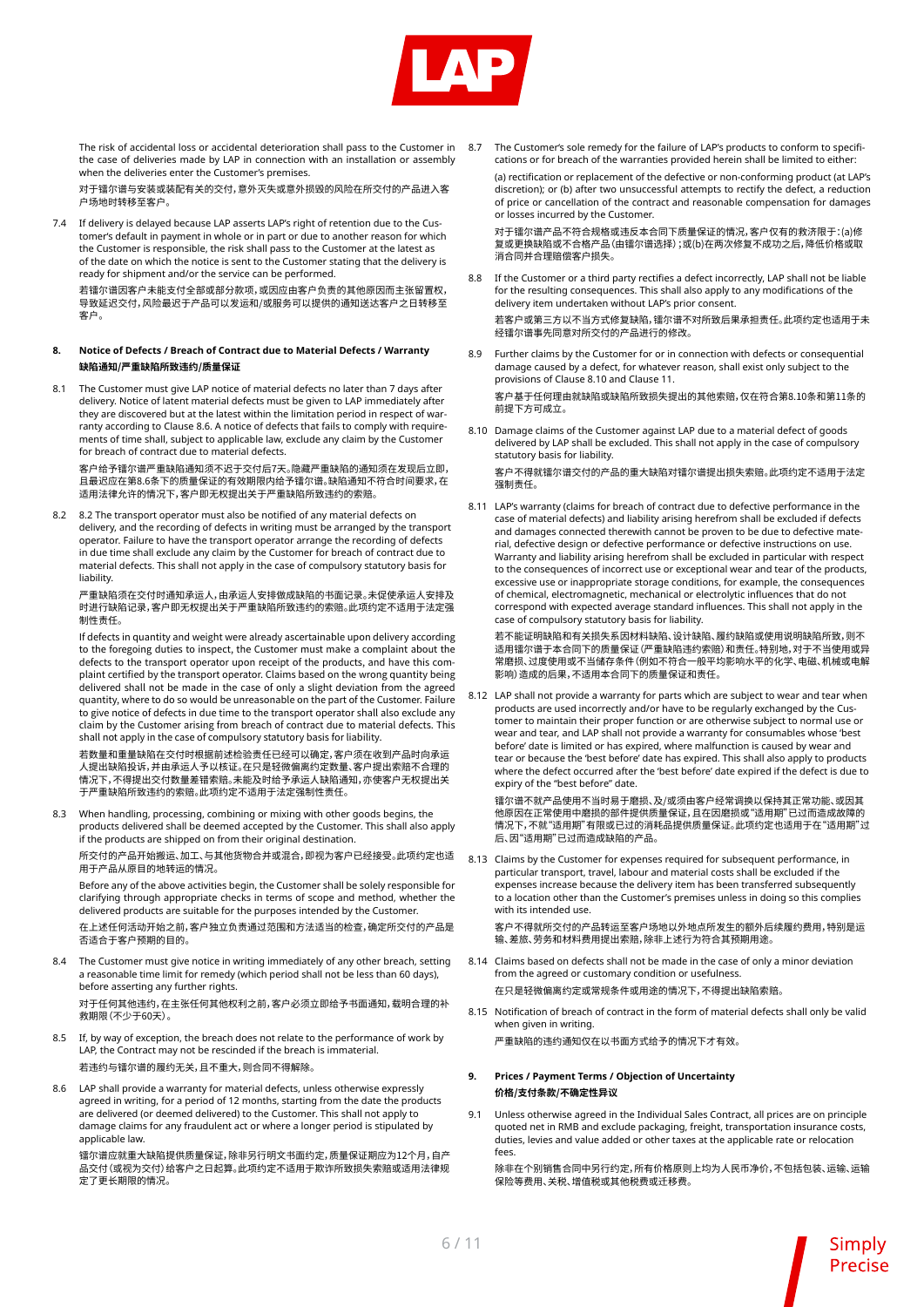The risk of accidental loss or accidental deterioration shall pass to the Customer in the case of deliveries made by LAP in connection with an installation or assembly when the deliveries enter the Customer's premises.

对于镭尔谱与安装或装配有关的交付，意外灭失或意外损毁的风险在所交付的产品进入客户场地时转移至客户。

7.4 If delivery is delayed because LAP asserts LAP's right of retention due to the Customer's default in payment in whole or in part or due to another reason for which the Customer is responsible, the risk shall pass to the Customer at the latest as of the date on which the notice is sent to the Customer stating that the delivery is ready for shipment and/or the service can be performed.

若镭尔谱因客户未能支付全部或部分款项，或因应由客户负责的其他原因而主张留置权，导致延迟交付，风险最迟于产品可以发运和/或服务可以提供的通知送达客户之日转移至客户。

## 8. Notice of Defects / Breach of Contract due to Material Defects / Warranty
## 缺陷通知/严重缺陷所致违约/质量保证

8.1 The Customer must give LAP notice of material defects no later than 7 days after delivery. Notice of latent material defects must be given to LAP immediately after they are discovered but at the latest within the limitation period in respect of warranty according to Clause 8.6. A notice of defects that fails to comply with requirements of time shall, subject to applicable law, exclude any claim by the Customer for breach of contract due to material defects.

客户给予镭尔谱严重缺陷通知须不迟于交付后7天。隐藏严重缺陷的通知须在发现后立即，且最迟应在第8.6条下的质量保证的有效期限内给予镭尔谱。缺陷通知不符合时间要求，在适用法律允许的情况下，客户即无权提出关于严重缺陷所致违约的索赔。

8.2 8.2 The transport operator must also be notified of any material defects on delivery, and the recording of defects in writing must be arranged by the transport operator. Failure to have the transport operator arrange the recording of defects in due time shall exclude any claim by the Customer for breach of contract due to material defects. This shall not apply in the case of compulsory statutory basis for liability.

严重缺陷须在交付时通知承运人，由承运人安排做成缺陷的书面记录。未促使承运人安排及时进行缺陷记录，客户即无权提出关于严重缺陷所致违约的索赔。此项约定不适用于法定强制性责任。

If defects in quantity and weight were already ascertainable upon delivery according to the foregoing duties to inspect, the Customer must make a complaint about the defects to the transport operator upon receipt of the products, and have this complaint certified by the transport operator. Claims based on the wrong quantity being delivered shall not be made in the case of only a slight deviation from the agreed quantity, where to do so would be unreasonable on the part of the Customer. Failure to give notice of defects in due time to the transport operator shall also exclude any claim by the Customer arising from breach of contract due to material defects. This shall not apply in the case of compulsory statutory basis for liability.

若数量和重量缺陷在交付时根据前述检验责任已经可以确定，客户须在收到产品时向承运人提出缺陷投诉，并由承运人予以核证。在只是轻微偏离约定数量、客户提出索赔不合理的情况下，不得提出交付数量差错索赔。未能及时给予承运人缺陷通知，亦使客户无权提出关于严重缺陷所致违约的索赔。此项约定不适用于法定强制性责任。

8.3 When handling, processing, combining or mixing with other goods begins, the products delivered shall be deemed accepted by the Customer. This shall also apply if the products are shipped on from their original destination.

所交付的产品开始搬运、加工、与其他货物合并或混合，即视为客户已经接受。此项约定也适用于产品从原目的地转运的情况。

Before any of the above activities begin, the Customer shall be solely responsible for clarifying through appropriate checks in terms of scope and method, whether the delivered products are suitable for the purposes intended by the Customer.

在上述任何活动开始之前，客户独立负责通过范围和方法适当的检查，确定所交付的产品是否适合于客户预期的目的。

8.4 The Customer must give notice in writing immediately of any other breach, setting a reasonable time limit for remedy (which period shall not be less than 60 days), before asserting any further rights.

对于任何其他违约，在主张任何其他权利之前，客户必须立即给予书面通知，载明合理的补救期限（不少于60天）。

8.5 If, by way of exception, the breach does not relate to the performance of work by LAP, the Contract may not be rescinded if the breach is immaterial.

若违约与镭尔谱的履约无关，且不重大，则合同不得解除。

8.6 LAP shall provide a warranty for material defects, unless otherwise expressly agreed in writing, for a period of 12 months, starting from the date the products are delivered (or deemed delivered) to the Customer. This shall not apply to damage claims for any fraudulent act or where a longer period is stipulated by applicable law.

镭尔谱应就重大缺陷提供质量保证，除非另行明文书面约定，质量保证期应为12个月，自产品交付（或视为交付）给客户之日起算。此项约定不适用于欺诈所致损失索赔或适用法律规定了更长期限的情况。

8.7 The Customer's sole remedy for the failure of LAP's products to conform to specifications or for breach of the warranties provided herein shall be limited to either:

(a) rectification or replacement of the defective or non-conforming product (at LAP's discretion); or (b) after two unsuccessful attempts to rectify the defect, a reduction of price or cancellation of the contract and reasonable compensation for damages or losses incurred by the Customer.

对于镭尔谱产品不符合规格或违反本合同下质量保证的情况，客户仅有的救济限于：(a)修复或更换缺陷或不合格产品（由镭尔谱选择）；或(b)在两次修复不成功之后，降低价格或取消合同并合理赔偿客户损失。

8.8 If the Customer or a third party rectifies a defect incorrectly, LAP shall not be liable for the resulting consequences. This shall also apply to any modifications of the delivery item undertaken without LAP's prior consent.

若客户或第三方以不当方式修复缺陷，镭尔谱不对所致后果承担责任。此项约定也适用于未经镭尔谱事先同意对所交付的产品进行的修改。

8.9 Further claims by the Customer for or in connection with defects or consequential damage caused by a defect, for whatever reason, shall exist only subject to the provisions of Clause 8.10 and Clause 11.

客户基于任何理由就缺陷或缺陷所致损失提出的其他索赔，仅在符合第8.10条和第11条的前提下方可成立。

8.10 Damage claims of the Customer against LAP due to a material defect of goods delivered by LAP shall be excluded. This shall not apply in the case of compulsory statutory basis for liability.

客户不得就镭尔谱交付的产品的重大缺陷对镭尔谱提出损失索赔。此项约定不适用于法定强制责任。

8.11 LAP's warranty (claims for breach of contract due to defective performance in the case of material defects) and liability arising herefrom shall be excluded if defects and damages connected therewith cannot be proven to be due to defective material, defective design or defective performance or defective instructions on use. Warranty and liability arising herefrom shall be excluded in particular with respect to the consequences of incorrect use or exceptional wear and tear of the products, excessive use or inappropriate storage conditions, for example, the consequences of chemical, electromagnetic, mechanical or electrolytic influences that do not correspond with expected average standard influences. This shall not apply in the case of compulsory statutory basis for liability.

若不能证明缺陷和有关损失系因材料缺陷、设计缺陷、履约缺陷或使用说明缺陷所致，则不适用镭尔谱于本合同下的质量保证（严重缺陷违约索赔）和责任。特别地，对于不当使用或异常磨损、过度使用或不当储存条件（例如不符合一般平均影响水平的化学、电磁、机械或电解影响）造成的后果，不适用本合同下的质量保证和责任。

8.12 LAP shall not provide a warranty for parts which are subject to wear and tear when products are used incorrectly and/or have to be regularly exchanged by the Customer to maintain their proper function or are otherwise subject to normal use or wear and tear, and LAP shall not provide a warranty for consumables whose 'best before' date is limited or has expired, where malfunction is caused by wear and tear or because the 'best before' date has expired. This shall also apply to products where the defect occurred after the 'best before' date expired if the defect is due to expiry of the "best before" date.

镭尔谱不就产品使用不当时易于磨损、及/或须由客户经常调换以保持其正常功能、或因其他原因在正常使用中磨损的部件提供质量保证，且在因磨损或"适用期"已过而造成故障的情况下，不就"适用期"有限或已过的消耗品提供质量保证。此项约定也适用于在"适用期"过后、因"适用期"已过而造成缺陷的产品。

8.13 Claims by the Customer for expenses required for subsequent performance, in particular transport, travel, labour and material costs shall be excluded if the expenses increase because the delivery item has been transferred subsequently to a location other than the Customer's premises unless in doing so this complies with its intended use.

客户不得就所交付的产品转运至客户场地以外地点所发生的额外后续履约费用，特别是运输、差旅、劳务和材料费用提出索赔，除非上述行为符合其预期用途。

8.14 Claims based on defects shall not be made in the case of only a minor deviation from the agreed or customary condition or usefulness.

在只是轻微偏离约定或常规条件或用途的情况下，不得提出缺陷索赔。

8.15 Notification of breach of contract in the form of material defects shall only be valid when given in writing.

严重缺陷的违约通知仅在以书面方式给予的情况下才有效。

## 9. Prices / Payment Terms / Objection of Uncertainty
## 价格/支付条款/不确定性异议

9.1 Unless otherwise agreed in the Individual Sales Contract, all prices are on principle quoted net in RMB and exclude packaging, freight, transportation insurance costs, duties, levies and value added or other taxes at the applicable rate or relocation fees.

除非在个别销售合同中另行约定，所有价格原则上均为人民币净价，不包括包装、运输、运输保险等费用、关税、增值税或其他税费或迁移费。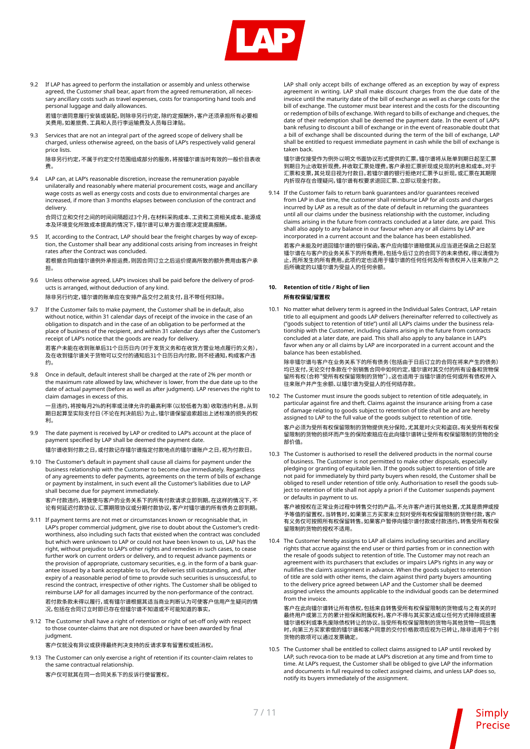9.2 If LAP has agreed to perform the installation or assembly and unless otherwise agreed, the Customer shall bear, apart from the agreed remuneration, all necessary ancillary costs such as travel expenses, costs for transporting hand tools and personal luggage and daily allowances.

若镭尔谱同意履行安装或装配，则除非另行约定，除约定报酬外，客户还须承担所有必要相关费用，如差旅费、工具和人员行李运输费及人员每日津贴。

9.3 Services that are not an integral part of the agreed scope of delivery shall be charged, unless otherwise agreed, on the basis of LAP's respectively valid general price lists.

除非另行约定，不属于约定交付范围组成部分的服务，将按镭尔谱当时有效的一般价目表收费。

9.4 LAP can, at LAP's reasonable discretion, increase the remuneration payable unilaterally and reasonably where material procurement costs, wage and ancillary wage costs as well as energy costs and costs due to environmental charges are increased, if more than 3 months elapses between conclusion of the contract and delivery.

合同订立和交付之间的时间间隔超过3个月，在材料采购成本、工资和工资相关成本、能源成本及环境变化所致成本提高的情况下，镭尔谱可以单方面合理决定提高报酬。

9.5 If, according to the Contract, LAP should bear the freight charges by way of exception, the Customer shall bear any additional costs arising from increases in freight rates after the Contract was concluded.

若根据合同由镭尔谱例外承担运费，则因合同订立之后运价提高所致的额外费用由客户承担。

9.6 Unless otherwise agreed, LAP's invoices shall be paid before the delivery of products is arranged, without deduction of any kind.

除非另行约定，镭尔谱的账单应在安排产品交付之前支付，且不带任何扣除。

9.7 If the Customer fails to make payment, the Customer shall be in default, also without notice, within 31 calendar days of receipt of the invoice in the case of an obligation to dispatch and in the case of an obligation to be performed at the place of business of the recipient, and within 31 calendar days after the Customer's receipt of LAP's notice that the goods are ready for delivery.

若客户未能在收到账单后31个日历日内（对于发货义务和在收货方营业地点履行的义务），及在收到镭尔谱关于货物可以交付的通知后31个日历日内付款，则不经通知，构成客户违约。

9.8 Once in default, default interest shall be charged at the rate of 2% per month or the maximum rate allowed by law, whichever is lower, from the due date up to the date of actual payment (before as well as after judgment). LAP reserves the right to claim damages in excess of this.

一旦违约，将按每月2%的利率或法律允许的最高利率（以较低者为准）收取违约利息，从到期日起算至实际支付日（不论在判决前后）为止。镭尔谱保留追索超出上述标准的损失的权利。

9.9 The date payment is received by LAP or credited to LAP's account at the place of payment specified by LAP shall be deemed the payment date.

镭尔谱收到付款之日，或付款记存镭尔谱指定付款地点的镭尔谱账户之日，视为付款日。

9.10 The Customer's default in payment shall cause all claims for payment under the business relationship with the Customer to become due immediately. Regardless of any agreements to defer payments, agreements on the term of bills of exchange or payment by instalment, in such event all the Customer's liabilities due to LAP shall become due for payment immediately.

客户付款违约，将致使与客户的业务关系下的所有付款请求立即到期。在这样的情况下，不论有何延迟付款协议、汇票期限协议或分期付款协议，客户对镭尔谱的所有债务立即到期。

9.11 If payment terms are not met or circumstances known or recognisable that, in LAP's proper commercial judgment, give rise to doubt about the Customer's creditworthiness, also including such facts that existed when the contract was concluded but which were unknown to LAP or could not have been known to us, LAP has the right, without prejudice to LAP's other rights and remedies in such cases, to cease further work on current orders or delivery, and to request advance payments or the provision of appropriate, customary securities, e.g. in the form of a bank guarantee issued by a bank acceptable to us, for deliveries still outstanding, and, after expiry of a reasonable period of time to provide such securities is unsuccessful, to rescind the contract, irrespective of other rights. The Customer shall be obliged to reimburse LAP for all damages incurred by the non-performance of the contract.

若付款条款未得以履行，或有镭尔谱根据其适当商业判断认为可使客户信用产生疑问的情况，包括在合同订立时即已存在但镭尔谱不知道或不可能知道的事实，

9.12 The Customer shall have a right of retention or right of set-off only with respect to those counter-claims that are not disputed or have been awarded by final judgment.

客户仅就没有异议或获得最终判决支持的反请求享有留置权或抵消权。

9.13 The Customer can only exercise a right of retention if its counter-claim relates to the same contractual relationship.

客户仅可就其在同一合同关系下的反诉行使留置权。

LAP shall only accept bills of exchange offered as an exception by way of express agreement in writing. LAP shall make discount charges from the due date of the invoice until the maturity date of the bill of exchange as well as charge costs for the bill of exchange. The customer must bear interest and the costs for the discounting or redemption of bills of exchange. With regard to bills of exchange and cheques, the date of their redemption shall be deemed the payment date. In the event of LAP's bank refusing to discount a bill of exchange or in the event of reasonable doubt that a bill of exchange shall be discounted during the term of the bill of exchange, LAP shall be entitled to request payment in cash while the bill of exchange is taken back.

镭尔谱仅接受作为例外以明文书面协议形式提供的汇票。镭尔谱将从账单到期日起至汇票到期日为止收取折现费，并收取汇票处理费。客户承担汇票折现或兑现的利息和成本。对于汇票和支票，其兑现日视为付款日。若镭尔谱的银行拒绝对汇票予以折现，或汇票在其期限内折现存在合理疑问，镭尔谱有权要求退回汇票、立即以现金付款。

9.14 If the Customer fails to return bank guarantees and/or guarantees received from LAP in due time, the customer shall reimburse LAP for all costs and charges incurred by LAP as a result as of the date of default in returning the guarantees until all our claims under the business relationship with the customer, including claims arising in the future from contracts concluded at a later date, are paid. This shall also apply to any balance in our favour when any or all claims by LAP are incorporated in a current account and the balance has been established.

若客户未能及时退回镭尔谱的银行保函，客户应向镭尔谱赔偿其从应当退还保函之日起至镭尔谱在与客户的业务关系下的所有费用，包括今后订立的合同下的未来债权，得以清偿为止，而所发生的所有费用。此项约定也适用于镭尔谱的任何任何及所有债权并入往来账户之后所确定的以镭尔谱为受益人的任何余额。

## 10. Retention of title / Right of lien

**所有权保留/留置权**

10.1 No matter what delivery term is agreed in the Individual Sales Contract, LAP retain title to all equipment and goods LAP delivers (hereinafter referred to collectively as ("goods subject to retention of title") until all LAP's claims under the business relationship with the Customer, including claims arising in the future from contracts concluded at a later date, are paid. This shall also apply to any balance in LAP's favor when any or all claims by LAP are incorporated in a current account and the balance has been established.

除非镭尔谱与客户在业务关系下的所有债务（包括由于日后订立的合同在将来产生的债务）均已支付，无论交付条款在个别销售合同中如何约定，镭尔谱对其交付的所有设备和货物保留所有权（合称"受所有权保留限制的货物"）。这也适用于当镭尔谱的任何或所有债权并入往来账户并产生余额、以镭尔谱为受益人的任何结存款。

10.2 The Customer must insure the goods subject to retention of title adequately, in particular against fire and theft. Claims against the insurance arising from a case of damage relating to goods subject to retention of title shall be and are hereby assigned to LAP to the full value of the goods subject to retention of title.

客户必须为受所有权保留限制的货物提供充分保险，尤其是对火灾和盗窃。有关受所有权保留限制的货物的损坏而产生的保险索赔应在此向镭尔谱转让受所有权保留限制的货物的全部价值。

10.3 The Customer is authorised to resell the delivered products in the normal course of business. The Customer is not permitted to make other disposals, especially pledging or granting of equitable lien. If the goods subject to retention of title are not paid for immediately by third party buyers when resold, the Customer shall be obliged to resell under retention of title only. Authorisation to resell the goods subject to retention of title shall not apply a priori if the Customer suspends payment or defaults in payment to us.

客户被授权在正常业务过程中转售交付的产品。不允许客户进行其他处置，尤其是质押或授予衡平的留置权。当转售时，如果第三方买家未立刻对受所有权保留限制的货物付款，客户有义务仅可按照所有权保留转售。如果客户暂停向镭尔谱付款或付款违约，转售受所有权保留限制的货物的授权不适用。

10.4 The Customer hereby assigns to LAP all claims including securities and ancillary rights that accrue against the end user or third parties from or in connection with the resale of goods subject to retention of title. The Customer may not reach an agreement with its purchasers that excludes or impairs LAP's rights in any way or nullifies the claim's assignment in advance. When the goods subject to retention of title are sold with other items, the claim against third party buyers amounting to the delivery price agreed between LAP and the Customer shall be deemed assigned unless the amounts applicable to the individual goods can be determined from the invoice.

客户在此向镭尔谱转让所有债权，包括来自转售受所有权保留限制的货物或与之有关的对最终用户或第三方的累计担保和附属权利。客户不得与其买家达成以任何方式排除或损害镭尔谱权利或事先废除债权转让的协议。当受所有权保留限制的货物与其他货物一同出售时，向第三方买家索偿的镭尔谱和客户同意的交付价格款项应视为已转让，除非适用于个别货物的款项可以通过发票确定。

10.5 The Customer shall be entitled to collect claims assigned to LAP until revoked by LAP, such revoca-tion to be made at LAP's discretion at any time and from time to time. At LAP's request, the Customer shall be obliged to give LAP the information and documents in full required to collect assigned claims, and unless LAP does so, notify its buyers immediately of the assignment.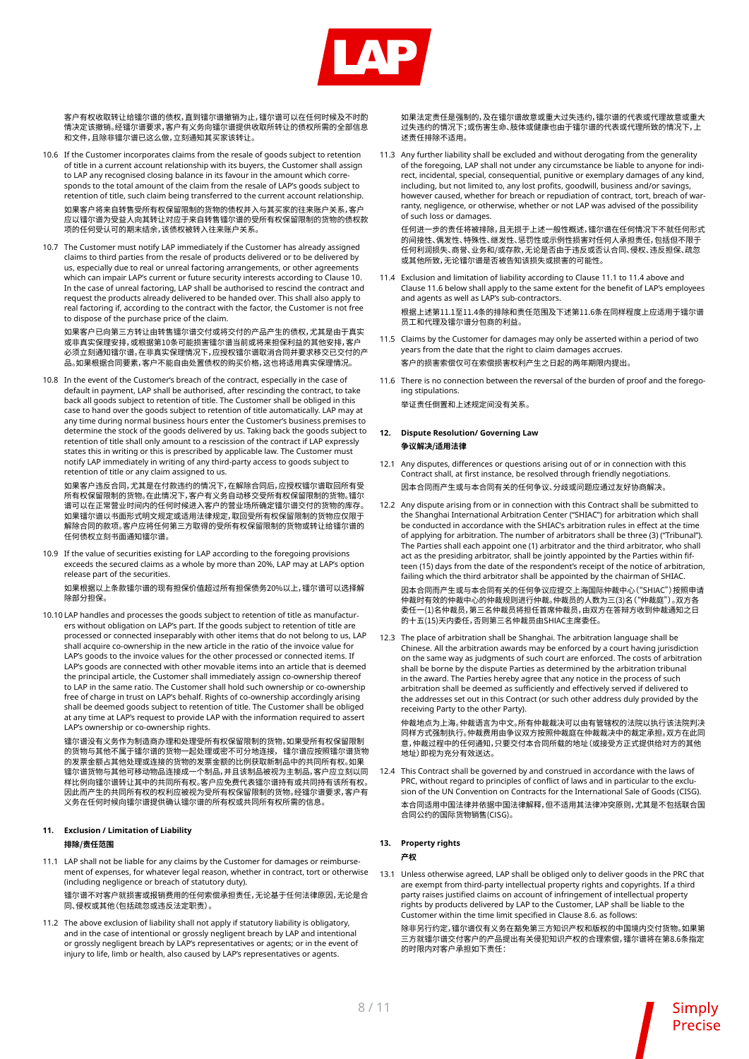客户有权收取转让给镭尔谱的债权，直到镭尔谱撤销为止，镭尔谱可以在任何时候及不时酌情决定该撤销。经镭尔谱要求，客户有义务向镭尔谱提供收取所转让的债权所需的全部信息和文件，且除非镭尔谱已这么做，立刻通知其买家该转让。

10.6 If the Customer incorporates claims from the resale of goods subject to retention of title in a current account relationship with its buyers, the Customer shall assign to LAP any recognised closing balance in its favour in the amount which corresponds to the total amount of the claim from the resale of LAP's goods subject to retention of title, such claim being transferred to the current account relationship.

如果客户将来自转售受所有权保留限制的货物的债权并入与其买家的往来账户关系，客户应以镭尔谱为受益人向其转让对应于来自转售镭尔谱的受所有权保留限制的货物的债权款项的任何受认可的期末结余，该债权被转入往来账户关系。

10.7 The Customer must notify LAP immediately if the Customer has already assigned claims to third parties from the resale of products delivered or to be delivered by us, especially due to real or unreal factoring arrangements, or other agreements which can impair LAP's current or future security interests according to Clause 10. In the case of unreal factoring, LAP shall be authorised to rescind the contract and request the products already delivered to be handed over. This shall also apply to real factoring if, according to the contract with the factor, the Customer is not free to dispose of the purchase price of the claim.

如果客户已向第三方转让由转售镭尔谱交付或将交付的产品产生的债权，尤其是由于真实或非真实保理安排，或根据第10条可能损害镭尔谱当前或将来担保利益的其他安排，客户必须立刻通知镭尔谱。在非真实保理情况下，应授权镭尔谱取消合同并要求移交已交付的产品。如果根据合同要素，客户不能自由处置债权的购买价格，这也将适用真实保理情况。

10.8 In the event of the Customer's breach of the contract, especially in the case of default in payment, LAP shall be authorised, after rescinding the contract, to take back all goods subject to retention of title. The Customer shall be obliged in this case to hand over the goods subject to retention of title automatically. LAP may at any time during normal business hours enter the Customer's business premises to determine the stock of the goods delivered by us. Taking back the goods subject to retention of title shall only amount to a rescission of the contract if LAP expressly states this in writing or this is prescribed by applicable law. The Customer must notify LAP immediately in writing of any third-party access to goods subject to retention of title or any claim assigned to us.

如果客户违反合同，尤其是在付款违约的情况下，在解除合同后，应授权镭尔谱取回所有受所有权保留限制的货物。在此情况下，客户有义务自动移交受所有权保留限制的货物。镭尔谱可以在正常营业时间内的任何时候进入客户的营业场所确定镭尔谱交付的货物的库存。如果镭尔谱以书面形式明文规定或适用法律规定，取回受所有权保留限制的货物应仅限于解除合同的款项。客户应将任何第三方取得的受所有权保留限制的货物或转让给镭尔谱的任何债权立刻书面通知镭尔谱。

10.9 If the value of securities existing for LAP according to the foregoing provisions exceeds the secured claims as a whole by more than 20%, LAP may at LAP's option release part of the securities.

如果根据以上条款镭尔谱的现有担保价值超过所有担保债务20%以上，镭尔谱可以选择解除部分担保。

10.10 LAP handles and processes the goods subject to retention of title as manufacturers without obligation on LAP's part. If the goods subject to retention of title are processed or connected inseparably with other items that do not belong to us, LAP shall acquire co-ownership in the new article in the ratio of the invoice value for LAP's goods to the invoice values for the other processed or connected items. If LAP's goods are connected with other movable items into an article that is deemed the principal article, the Customer shall immediately assign co-ownership thereof to LAP in the same ratio. The Customer shall hold such ownership or co-ownership free of charge in trust on LAP's behalf. Rights of co-ownership accordingly arising shall be deemed goods subject to retention of title. The Customer shall be obliged at any time at LAP's request to provide LAP with the information required to assert LAP's ownership or co-ownership rights.

镭尔谱没有义务作为制造商办理和处理受所有权保留限制的货物。如果受所有权保留限制的货物与其他不属于镭尔谱的货物一起处理或密不可分地连接，镭尔谱应按照镭尔谱货物的发票金额占其他处理或连接的货物的发票金额的比例获取新制品中的共同所有权。如果镭尔谱货物与其他可移动物品连接成一个制品，并且该制品被视为主制品，客户应立刻以同样比例向镭尔谱转让其中的共同所有权。客户应免费代表镭尔谱持有或共同持有该所有权。因此而产生的共同所有权的权利应被视为受所有权保留限制的货物。经镭尔谱要求，客户有义务在任何时候向镭尔谱提供确认镭尔谱的所有权或共同所有权所需的信息。

## 11. Exclusion / Limitation of Liability
**排除/责任范围**

11.1 LAP shall not be liable for any claims by the Customer for damages or reimbursement of expenses, for whatever legal reason, whether in contract, tort or otherwise (including negligence or breach of statutory duty).

镭尔谱不对客户就损害或报销费用的任何索偿承担责任，无论基于任何法律原因，无论是合同、侵权或其他（包括疏忽或违反法定职责）。

11.2 The above exclusion of liability shall not apply if statutory liability is obligatory, and in the case of intentional or grossly negligent breach by LAP and intentional or grossly negligent breach by LAP's representatives or agents; or in the event of injury to life, limb or health, also caused by LAP's representatives or agents.

如果法定责任是强制的，及在镭尔谱故意或重大过失违约，镭尔谱的代表或代理故意或重大过失违约的情况下；或伤害生命、肢体或健康也由于镭尔谱的代表或代理所致的情况下，上述责任排除不适用。

11.3 Any further liability shall be excluded and without derogating from the generality of the foregoing, LAP shall not under any circumstance be liable to anyone for indirect, incidental, special, consequential, punitive or exemplary damages of any kind, including, but not limited to, any lost profits, goodwill, business and/or savings, however caused, whether for breach or repudiation of contract, tort, breach of warranty, negligence, or otherwise, whether or not LAP was advised of the possibility of such loss or damages.

任何进一步的责任将被排除，且无损于上述一般性概述，镭尔谱在任何情况下不就任何形式的间接性、偶发性、特殊性、继发性、惩罚性或示例性损害对任何人承担责任，包括但不限于任何利润损失、商誉、业务和/或存款，无论是否由于违反或否认合同、侵权、违反担保、疏忽或其他所致，无论镭尔谱是否被告知该损失或损害的可能性。

11.4 Exclusion and limitation of liability according to Clause 11.1 to 11.4 above and Clause 11.6 below shall apply to the same extent for the benefit of LAP's employees and agents as well as LAP's sub-contractors.

根据上述第11.1至11.4条的排除和责任范围及下述第11.6条在同样程度上应适用于镭尔谱员工和代理及镭尔谱分包商的利益。

11.5 Claims by the Customer for damages may only be asserted within a period of two years from the date that the right to claim damages accrues.

客户的损害索偿仅可在索偿损害权利产生之日起的两年期限内提出。

11.6 There is no connection between the reversal of the burden of proof and the foregoing stipulations.

举证责任倒置和上述规定间没有关系。

## 12. Dispute Resolution/ Governing Law
**争议解决/适用法律**

12.1 Any disputes, differences or questions arising out of or in connection with this Contract shall, at first instance, be resolved through friendly negotiations.

因本合同而产生或与本合同有关的任何争议、分歧或问题应通过友好协商解决。

12.2 Any dispute arising from or in connection with this Contract shall be submitted to the Shanghai International Arbitration Center ("SHIAC") for arbitration which shall be conducted in accordance with the SHIAC's arbitration rules in effect at the time of applying for arbitration. The number of arbitrators shall be three (3) ("Tribunal"). The Parties shall each appoint one (1) arbitrator and the third arbitrator, who shall act as the presiding arbitrator, shall be jointly appointed by the Parties within fifteen (15) days from the date of the respondent's receipt of the notice of arbitration, failing which the third arbitrator shall be appointed by the chairman of SHIAC.

因本合同而产生或与本合同有关的任何争议应提交上海国际仲裁中心（"SHIAC"）按照申请仲裁时有效的仲裁中心的仲裁规则进行仲裁。仲裁员的人数为三(3)名（"仲裁庭"）。双方各委任一(1)名仲裁员，第三名仲裁员将担任首席仲裁员，由双方在答辩方收到仲裁通知之日的十五(15)天内委任，否则第三名仲裁员由SHIAC主席委任。

12.3 The place of arbitration shall be Shanghai. The arbitration language shall be Chinese. All the arbitration awards may be enforced by a court having jurisdiction on the same way as judgments of such court are enforced. The costs of arbitration shall be borne by the dispute Parties as determined by the arbitration tribunal in the award. The Parties hereby agree that any notice in the process of such arbitration shall be deemed as sufficiently and effectively served if delivered to the addresses set out in this Contract (or such other address duly provided by the receiving Party to the other Party).

仲裁地点为上海。仲裁语言为中文。所有仲裁裁决可以由有管辖权的法院以执行该法院判决同样方式强制执行。仲裁费用由争议双方按照仲裁庭在仲裁裁决中的裁定承担。双方在此同意，仲裁过程中的任何通知，只要交付本合同所载的地址（或接受方正式提供给对方的其他地址）即视为充分有效送达。

12.4 This Contract shall be governed by and construed in accordance with the laws of PRC, without regard to principles of conflict of laws and in particular to the exclusion of the UN Convention on Contracts for the International Sale of Goods (CISG).

本合同适用中国法律并依据中国法律解释，但不适用其法律冲突原则，尤其是不包括联合国合同公约的国际货物销售(CISG)。

## 13. Property rights
**产权**

13.1 Unless otherwise agreed, LAP shall be obliged only to deliver goods in the PRC that are exempt from third-party intellectual property rights and copyrights. If a third party raises justified claims on account of infringement of intellectual property rights by products delivered by LAP to the Customer, LAP shall be liable to the Customer within the time limit specified in Clause 8.6. as follows:

除非另行约定，镭尔谱仅有义务在豁免第三方知识产权和版权的中国境内交付货物。如果第三方就镭尔谱交付客户的产品提出有关侵犯知识产权的合理索偿，镭尔谱将在第8.6条指定的时限内对客户承担如下责任：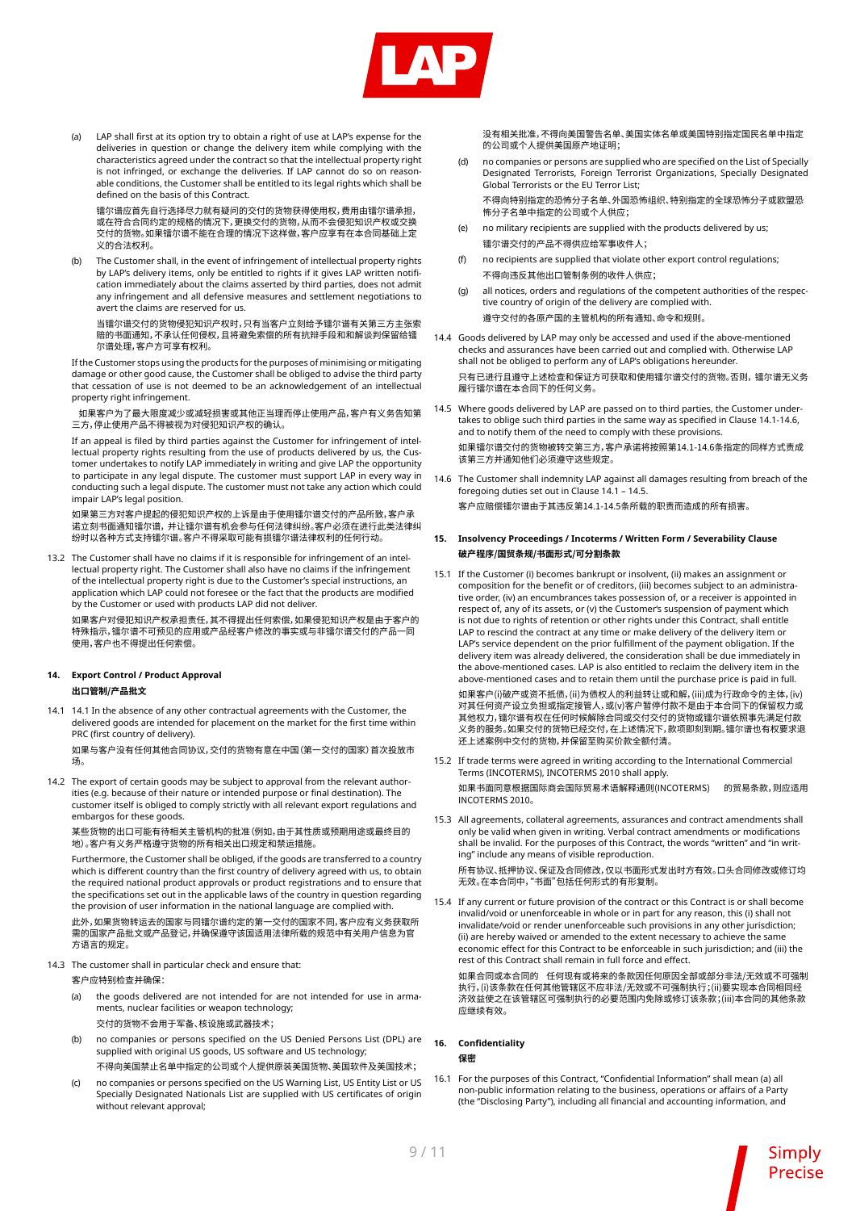(a) LAP shall first at its option try to obtain a right of use at LAP's expense for the deliveries in question or change the delivery item while complying with the characteristics agreed under the contract so that the intellectual property right is not infringed, or exchange the deliveries. If LAP cannot do so on reasonable conditions, the Customer shall be entitled to its legal rights which shall be defined on the basis of this Contract.

镭尔谱应首先自行选择尽力就有疑问的交付的货物获得使用权，费用由镭尔谱承担，或在符合合同约定的规格的情况下，更换交付的货物，从而不会侵犯知识产权或交换交付的货物。如果镭尔谱不能在合理的情况下这样做，客户应享有在本合同基础上定义的合法权利。

(b) The Customer shall, in the event of infringement of intellectual property rights by LAP's delivery items, only be entitled to rights if it gives LAP written notification immediately about the claims asserted by third parties, does not admit any infringement and all defensive measures and settlement negotiations to avert the claims are reserved for us.

当镭尔谱交付的货物侵犯知识产权时，只有当客户立刻给予镭尔谱有关第三方主张索赔的书面通知，不承认任何侵权，且将避免索偿的所有抗辩手段和和解谈判保留给镭尔谱处理，客户方可享有权利。

If the Customer stops using the products for the purposes of minimising or mitigating damage or other good cause, the Customer shall be obliged to advise the third party that cessation of use is not deemed to be an acknowledgement of an intellectual property right infringement.

如果客户为了最大限度减少或减轻损害或其他正当理而停止使用产品，客户有义务告知第三方，停止使用产品不得被视为对侵犯知识产权的确认。

If an appeal is filed by third parties against the Customer for infringement of intellectual property rights resulting from the use of products delivered by us, the Customer undertakes to notify LAP immediately in writing and give LAP the opportunity to participate in any legal dispute. The customer must support LAP in every way in conducting such a legal dispute. The customer must not take any action which could impair LAP's legal position.

如果第三方对客户提起的侵犯知识产权的上诉是由于使用镭尔谱交付的产品所致，客户承诺立刻书面通知镭尔谱，并让镭尔谱有机会参与任何法律纠纷。客户必须在进行此类法律纠纷时以各种方式支持镭尔谱。客户不得采取可能有损镭尔谱法律权利的任何行动。

13.2 The Customer shall have no claims if it is responsible for infringement of an intellectual property right. The Customer shall also have no claims if the infringement of the intellectual property right is due to the Customer's special instructions, an application which LAP could not foresee or the fact that the products are modified by the Customer or used with products LAP did not deliver.

如果客户对侵犯知识产权承担责任，其不得提出任何索偿，如果侵犯知识产权是由于客户的特殊指示，镭尔谱不可预见的应用或产品经客户修改的事实或与非镭尔谱交付的产品一同使用，客户也不得提出任何索偿。

## 14. Export Control / Product Approval
**出口管制/产品批文**

14.1 14.1 In the absence of any other contractual agreements with the Customer, the delivered goods are intended for placement on the market for the first time within PRC (first country of delivery).

如果与客户没有任何其他合同协议，交付的货物有意在中国（第一交付的国家）首次投放市场。

14.2 The export of certain goods may be subject to approval from the relevant authorities (e.g. because of their nature or intended purpose or final destination). The customer itself is obliged to comply strictly with all relevant export regulations and embargos for these goods.

某些货物的出口可能有待相关主管机构的批准（例如，由于其性质或预期用途或最终目的地）。客户有义务严格遵守货物的所有相关出口规定和禁运措施。

Furthermore, the Customer shall be obliged, if the goods are transferred to a country which is different country than the first country of delivery agreed with us, to obtain the required national product approvals or product registrations and to ensure that the specifications set out in the applicable laws of the country in question regarding the provision of user information in the national language are complied with.

此外，如果货物转运去的国家与同镭尔谱约定的第一交付的国家不同，客户应有义务获取所需的国家产品批文或产品登记，并确保遵守该国适用法律所载的规范中有关用户信息为官方语言的规定。

14.3 The customer shall in particular check and ensure that:

客户应特别检查并确保：

(a) the goods delivered are not intended for are not intended for use in armaments, nuclear facilities or weapon technology;

交付的货物不会用于军备、核设施或武器技术；

(b) no companies or persons specified on the US Denied Persons List (DPL) are supplied with original US goods, US software and US technology;

不得向美国禁止名单中指定的公司或个人提供原装美国货物、美国软件及美国技术；

(c) no companies or persons specified on the US Warning List, US Entity List or US Specially Designated Nationals List are supplied with US certificates of origin without relevant approval;

没有相关批准，不得向美国警告名单、美国实体名单或美国特别指定国民名单中指定的公司或个人提供美国原产地证明；

(d) no companies or persons are supplied who are specified on the List of Specially Designated Terrorists, Foreign Terrorist Organizations, Specially Designated Global Terrorists or the EU Terror List;

不得向特别指定的恐怖分子名单、外国恐怖组织、特别指定的全球恐怖分子或欧盟恐怖分子名单中指定的公司或个人供应；

(e) no military recipients are supplied with the products delivered by us;

镭尔谱交付的产品不得供应给军事收件人；

(f) no recipients are supplied that violate other export control regulations;

不得向违反其他出口管制条例的收件人供应；

(g) all notices, orders and regulations of the competent authorities of the respective country of origin of the delivery are complied with.

遵守交付的各原产国的主管机构的所有通知、命令和规则。

14.4 Goods delivered by LAP may only be accessed and used if the above-mentioned checks and assurances have been carried out and complied with. Otherwise LAP shall not be obliged to perform any of LAP's obligations hereunder.

只有已进行且遵守上述检查和保证方可获取和使用镭尔谱交付的货物。否则，镭尔谱无义务履行镭尔谱在本合同下的任何义务。

14.5 Where goods delivered by LAP are passed on to third parties, the Customer undertakes to oblige such third parties in the same way as specified in Clause 14.1-14.6, and to notify them of the need to comply with these provisions.

如果镭尔谱交付的货物被转交第三方，客户承诺将按照第14.1-14.6条指定的同样方式责成该第三方并通知他们必须遵守这些规定。

14.6 The Customer shall indemnify LAP against all damages resulting from breach of the foregoing duties set out in Clause 14.1 – 14.5.

客户应赔偿镭尔谱由于其违反第14.1-14.5条所载的职责而造成的所有损害。

## 15. Insolvency Proceedings / Incoterms / Written Form / Severability Clause
**破产程序/国贸条规/书面形式/可分割条款**

15.1 If the Customer (i) becomes bankrupt or insolvent, (ii) makes an assignment or composition for the benefit or of creditors, (iii) becomes subject to an administrative order, (iv) an encumbrances takes possession of, or a receiver is appointed in respect of, any of its assets, or (v) the Customer's suspension of payment which is not due to rights of retention or other rights under this Contract, shall entitle LAP to rescind the contract at any time or make delivery of the delivery item or LAP's service dependent on the prior fulfillment of the payment obligation. If the delivery item was already delivered, the consideration shall be due immediately in the above-mentioned cases. LAP is also entitled to reclaim the delivery item in the above-mentioned cases and to retain them until the purchase price is paid in full.

如果客户(i)破产或资不抵债，(ii)为债权人的利益转让或和解，(iii)成为行政命令的主体，(iv)对其任何资产设立负担或指定接管人，或(v)客户暂停付款不是由于本合同下的保留权力或其他权利，镭尔谱有权在任何时候解除合同或交付交付的货物或镭尔谱依照事先满足付款义务的服务。如果交付的货物已经交付，在上述情况下，款项即刻到期。镭尔谱也有权要求退还上述案例中交付的货物，并保留至购买价款全额付清。

15.2 If trade terms were agreed in writing according to the International Commercial Terms (INCOTERMS), INCOTERMS 2010 shall apply.

如果书面同意根据国际商会国际贸易术语解释通则(INCOTERMS) 的贸易条款，则应适用INCOTERMS 2010。

15.3 All agreements, collateral agreements, assurances and contract amendments shall only be valid when given in writing. Verbal contract amendments or modifications shall be invalid. For the purposes of this Contract, the words "written" and "in writing" include any means of visible reproduction.

所有协议、抵押协议、保证及合同修改，仅以书面形式发出时方有效。口头合同修改或修订均无效。在本合同中，"书面"包括任何形式的有形复制。

15.4 If any current or future provision of the contract or this Contract is or shall become invalid/void or unenforceable in whole or in part for any reason, this (i) shall not invalidate/void or render unenforceable such provisions in any other jurisdiction; (ii) are hereby waived or amended to the extent necessary to achieve the same economic effect for this Contract to be enforceable in such jurisdiction; and (iii) the rest of this Contract shall remain in full force and effect.

如果合同或本合同的 任何现有或将来的条款因任何原因全部或部分非法/无效或不可强制执行，(i)该条款在任何其他管辖区不应非法/无效或不可强制执行；(ii)要实现本合同相同经济效益使之在该管辖区可强制执行的必要范围内免除或修订该条款；(iii)本合同的其他条款应继续有效。

## 16. Confidentiality
**保密**

16.1 For the purposes of this Contract, "Confidential Information" shall mean (a) all non-public information relating to the business, operations or affairs of a Party (the "Disclosing Party"), including all financial and accounting information, and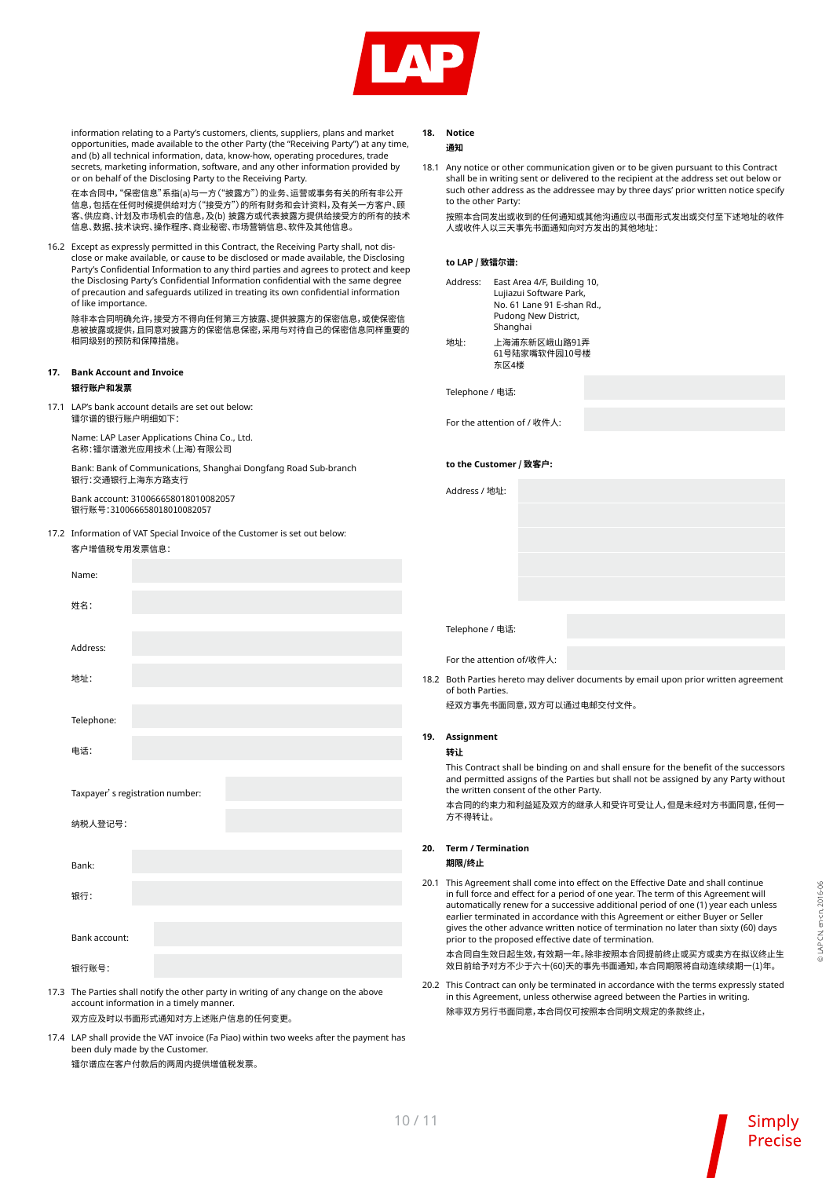information relating to a Party's customers, clients, suppliers, plans and market opportunities, made available to the other Party (the "Receiving Party") at any time, and (b) all technical information, data, know-how, operating procedures, trade secrets, marketing information, software, and any other information provided by or on behalf of the Disclosing Party to the Receiving Party.

在本合同中，"保密信息"系指(a)与一方（"披露方"）的业务、运营或事务有关的所有非公开信息，包括在任何时候提供给对方（"接受方"）的所有财务和会计资料，及有关一方客户、顾客、供应商、计划及市场机会的信息，及(b) 披露方或代表披露方提供给接受方的所有的技术信息、数据、技术诀窍、操作程序、商业秘密、市场营销信息、软件及其他信息。

16.2 Except as expressly permitted in this Contract, the Receiving Party shall, not disclose or make available, or cause to be disclosed or made available, the Disclosing Party's Confidential Information to any third parties and agrees to protect and keep the Disclosing Party's Confidential Information confidential with the same degree of precaution and safeguards utilized in treating its own confidential information of like importance.

除非本合同明确允许，接受方不得向任何第三方披露、提供披露方的保密信息，或使保密信息被披露或提供，且同意对披露方的保密信息保密，采用与对待自己的保密信息同样重要的相同级别的预防和保障措施。

## 17. Bank Account and Invoice
## 银行账户和发票

17.1 LAP's bank account details are set out below:
镭尔谱的银行账户明细如下：

Name: LAP Laser Applications China Co., Ltd.
名称：镭尔谱激光应用技术（上海）有限公司

Bank: Bank of Communications, Shanghai Dongfang Road Sub-branch
银行：交通银行上海东方路支行

Bank account: 310066658018010082057
银行账号：310066658018010082057

17.2 Information of VAT Special Invoice of the Customer is set out below:
客户增值税专用发票信息：

| | |
|---|---|
| Name: | |
| 姓名： | |
| Address: | |
| 地址： | |
| Telephone: | |
| 电话： | |
| Taxpayer's registration number: | |
| 纳税人登记号： | |
| Bank: | |
| 银行： | |
| Bank account: | |
| 银行账号： | |

17.3 The Parties shall notify the other party in writing of any change on the above account information in a timely manner.
双方应及时以书面形式通知对方上述账户信息的任何变更。

17.4 LAP shall provide the VAT invoice (Fa Piao) within two weeks after the payment has been duly made by the Customer.
镭尔谱应在客户付款后的两周内提供增值税发票。

## 18. Notice
## 通知

18.1 Any notice or other communication given or to be given pursuant to this Contract shall be in writing sent or delivered to the recipient at the address set out below or such other address as the addressee may by three days' prior written notice specify to the other Party:

按照本合同发出或收到的任何通知或其他沟通应以书面形式发出或交付至下述地址的收件人或收件人以三天事先书面通知向对方发出的其他地址：

**to LAP / 致镭尔谱:**

Address: East Area 4/F, Building 10, Lujiazui Software Park, No. 61 Lane 91 E-shan Rd., Pudong New District, Shanghai

地址: 上海浦东新区峨山路91弄61号陆家嘴软件园10号楼东区4楼

| | |
|---|---|
| Telephone / 电话: | |
| For the attention of / 收件人: | |

**to the Customer / 致客户:**

| | |
|---|---|
| Address / 地址: | |
| Telephone / 电话: | |
| For the attention of/收件人: | |

18.2 Both Parties hereto may deliver documents by email upon prior written agreement of both Parties.
经双方事先书面同意，双方可以通过电邮交付文件。

## 19. Assignment
## 转让

This Contract shall be binding on and shall ensure for the benefit of the successors and permitted assigns of the Parties but shall not be assigned by any Party without the written consent of the other Party.

本合同的约束力和利益延及双方的继承人和受许可受让人，但是未经对方书面同意，任何一方不得转让。

## 20. Term / Termination
## 期限/终止

20.1 This Agreement shall come into effect on the Effective Date and shall continue in full force and effect for a period of one year. The term of this Agreement will automatically renew for a successive additional period of one (1) year each unless earlier terminated in accordance with this Agreement or either Buyer or Seller gives the other advance written notice of termination no later than sixty (60) days prior to the proposed effective date of termination.

本合同自生效日起生效，有效期一年。除非按照本合同提前终止或买方或卖方在拟议终止生效日前终予对方不少于六十(60)天的事先书面通知，本合同期限将自动连续续期一(1)年。

20.2 This Contract can only be terminated in accordance with the terms expressly stated in this Agreement, unless otherwise agreed between the Parties in writing.
除非双方另行书面同意，本合同仅可按照本合同明文规定的条款终止，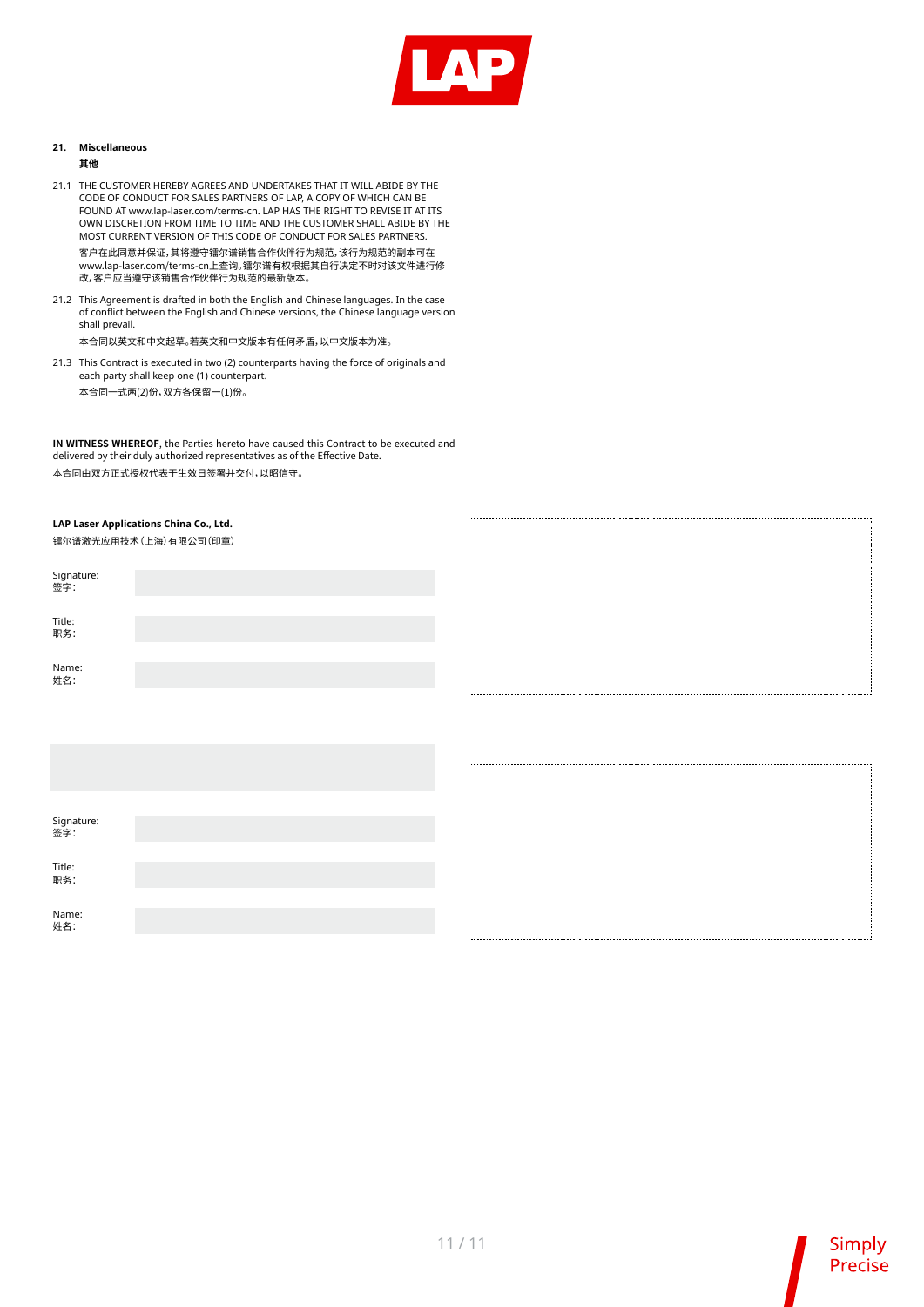## 21. Miscellaneous
**其他**

21.1 THE CUSTOMER HEREBY AGREES AND UNDERTAKES THAT IT WILL ABIDE BY THE CODE OF CONDUCT FOR SALES PARTNERS OF LAP, A COPY OF WHICH CAN BE FOUND AT www.lap-laser.com/terms-cn. LAP HAS THE RIGHT TO REVISE IT AT ITS OWN DISCRETION FROM TIME TO TIME AND THE CUSTOMER SHALL ABIDE BY THE MOST CURRENT VERSION OF THIS CODE OF CONDUCT FOR SALES PARTNERS.

客户在此同意并保证，其将遵守镭尔谱销售合作伙伴行为规范，该行为规范的副本可在www.lap-laser.com/terms-cn上查询。镭尔谱有权根据其自行决定不时对该文件进行修改，客户应当遵守该销售合作伙伴行为规范的最新版本。

21.2 This Agreement is drafted in both the English and Chinese languages. In the case of conflict between the English and Chinese versions, the Chinese language version shall prevail.

本合同以英文和中文起草。若英文和中文版本有任何矛盾，以中文版本为准。

21.3 This Contract is executed in two (2) counterparts having the force of originals and each party shall keep one (1) counterpart.

本合同一式两(2)份，双方各保留一(1)份。

**IN WITNESS WHEREOF**, the Parties hereto have caused this Contract to be executed and delivered by their duly authorized representatives as of the Effective Date.

本合同由双方正式授权代表于生效日签署并交付，以昭信守。

**LAP Laser Applications China Co., Ltd.**
镭尔谱激光应用技术（上海）有限公司（印章）

| | |
|---|---|
| Signature:<br>签字： | |
| Title:<br>职务： | |
| Name:<br>姓名： | |

| | |
|---|---|
| Signature:<br>签字： | |
| Title:<br>职务： | |
| Name:<br>姓名： | |